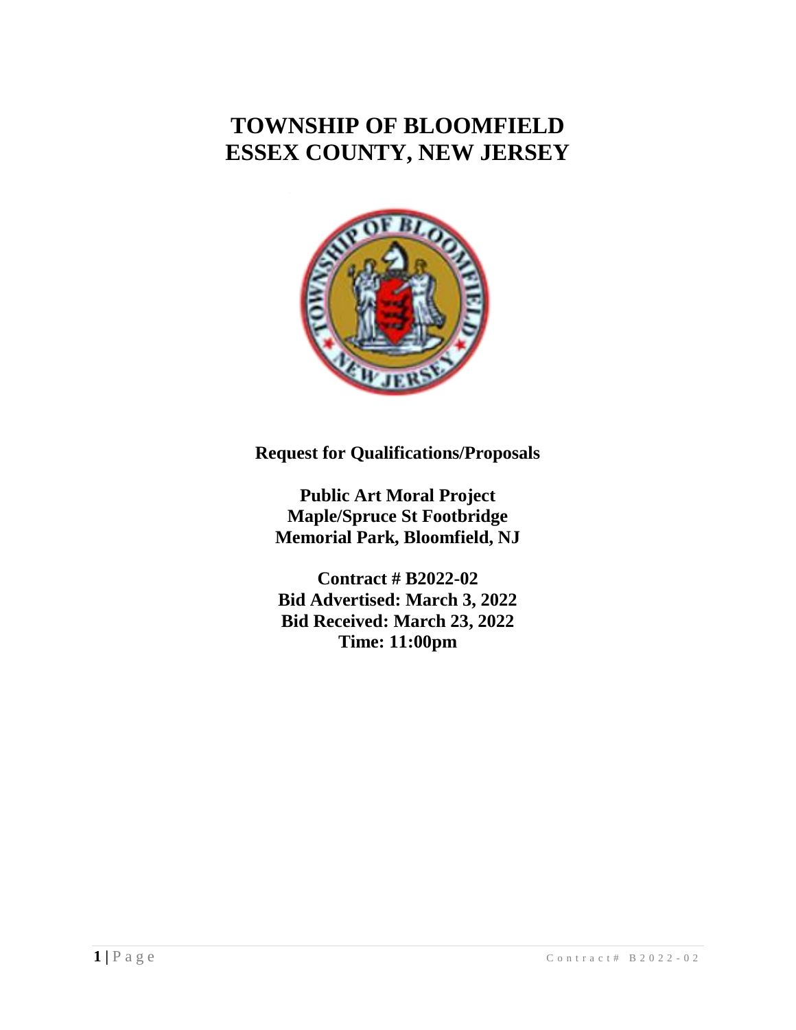# TOWNSHIP OF BLOOMFIELD
# ESSEX COUNTY, NEW JERSEY

**Request for Qualifications/Proposals**

**Public Art Moral Project**
**Maple/Spruce St Footbridge**
**Memorial Park, Bloomfield, NJ**

**Contract # B2022-02**
**Bid Advertised: March 3, 2022**
**Bid Received: March 23, 2022**
**Time: 11:00pm**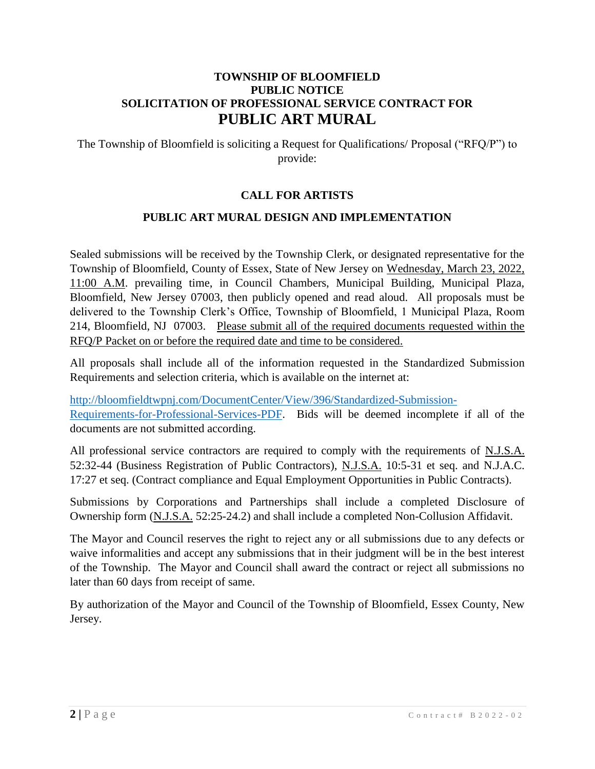**TOWNSHIP OF BLOOMFIELD**
**PUBLIC NOTICE**
**SOLICITATION OF PROFESSIONAL SERVICE CONTRACT FOR**

# PUBLIC ART MURAL

The Township of Bloomfield is soliciting a Request for Qualifications/ Proposal ("RFQ/P") to provide:

## CALL FOR ARTISTS

## PUBLIC ART MURAL DESIGN AND IMPLEMENTATION

Sealed submissions will be received by the Township Clerk, or designated representative for the Township of Bloomfield, County of Essex, State of New Jersey on Wednesday, March 23, 2022, 11:00 A.M. prevailing time, in Council Chambers, Municipal Building, Municipal Plaza, Bloomfield, New Jersey 07003, then publicly opened and read aloud. All proposals must be delivered to the Township Clerk's Office, Township of Bloomfield, 1 Municipal Plaza, Room 214, Bloomfield, NJ 07003. Please submit all of the required documents requested within the RFQ/P Packet on or before the required date and time to be considered.

All proposals shall include all of the information requested in the Standardized Submission Requirements and selection criteria, which is available on the internet at:

[http://bloomfieldtwpnj.com/DocumentCenter/View/396/Standardized-Submission-Requirements-for-Professional-Services-PDF](http://bloomfieldtwpnj.com/DocumentCenter/View/396/Standardized-Submission-Requirements-for-Professional-Services-PDF). Bids will be deemed incomplete if all of the documents are not submitted according.

All professional service contractors are required to comply with the requirements of N.J.S.A. 52:32-44 (Business Registration of Public Contractors), N.J.S.A. 10:5-31 et seq. and N.J.A.C. 17:27 et seq. (Contract compliance and Equal Employment Opportunities in Public Contracts).

Submissions by Corporations and Partnerships shall include a completed Disclosure of Ownership form (N.J.S.A. 52:25-24.2) and shall include a completed Non-Collusion Affidavit.

The Mayor and Council reserves the right to reject any or all submissions due to any defects or waive informalities and accept any submissions that in their judgment will be in the best interest of the Township. The Mayor and Council shall award the contract or reject all submissions no later than 60 days from receipt of same.

By authorization of the Mayor and Council of the Township of Bloomfield, Essex County, New Jersey.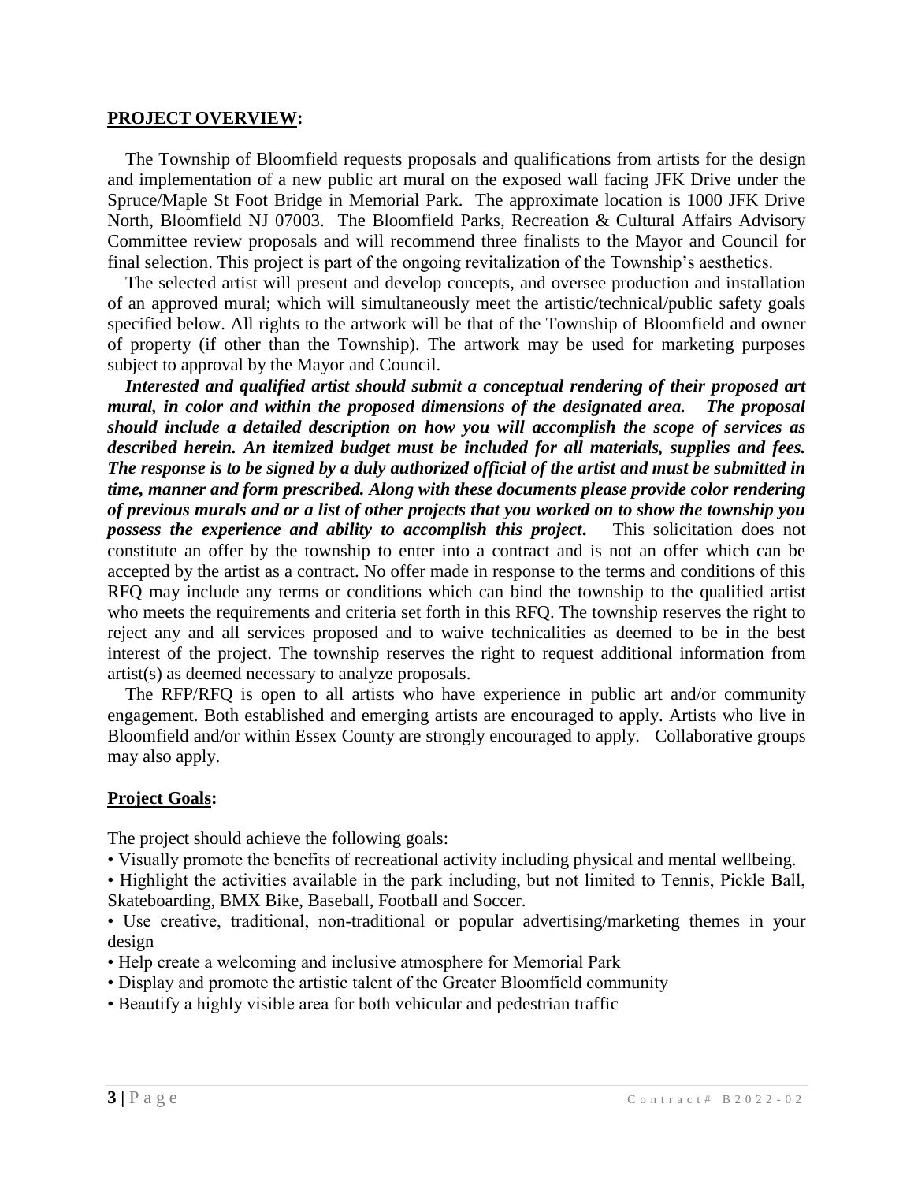## PROJECT OVERVIEW:

The Township of Bloomfield requests proposals and qualifications from artists for the design and implementation of a new public art mural on the exposed wall facing JFK Drive under the Spruce/Maple St Foot Bridge in Memorial Park. The approximate location is 1000 JFK Drive North, Bloomfield NJ 07003. The Bloomfield Parks, Recreation & Cultural Affairs Advisory Committee review proposals and will recommend three finalists to the Mayor and Council for final selection. This project is part of the ongoing revitalization of the Township's aesthetics.

The selected artist will present and develop concepts, and oversee production and installation of an approved mural; which will simultaneously meet the artistic/technical/public safety goals specified below. All rights to the artwork will be that of the Township of Bloomfield and owner of property (if other than the Township). The artwork may be used for marketing purposes subject to approval by the Mayor and Council.

***Interested and qualified artist should submit a conceptual rendering of their proposed art mural, in color and within the proposed dimensions of the designated area. The proposal should include a detailed description on how you will accomplish the scope of services as described herein. An itemized budget must be included for all materials, supplies and fees. The response is to be signed by a duly authorized official of the artist and must be submitted in time, manner and form prescribed. Along with these documents please provide color rendering of previous murals and or a list of other projects that you worked on to show the township you possess the experience and ability to accomplish this project*.** This solicitation does not constitute an offer by the township to enter into a contract and is not an offer which can be accepted by the artist as a contract. No offer made in response to the terms and conditions of this RFQ may include any terms or conditions which can bind the township to the qualified artist who meets the requirements and criteria set forth in this RFQ. The township reserves the right to reject any and all services proposed and to waive technicalities as deemed to be in the best interest of the project. The township reserves the right to request additional information from artist(s) as deemed necessary to analyze proposals.

The RFP/RFQ is open to all artists who have experience in public art and/or community engagement. Both established and emerging artists are encouraged to apply. Artists who live in Bloomfield and/or within Essex County are strongly encouraged to apply. Collaborative groups may also apply.

## Project Goals:

The project should achieve the following goals:

- Visually promote the benefits of recreational activity including physical and mental wellbeing.
- Highlight the activities available in the park including, but not limited to Tennis, Pickle Ball, Skateboarding, BMX Bike, Baseball, Football and Soccer.
- Use creative, traditional, non-traditional or popular advertising/marketing themes in your design
- Help create a welcoming and inclusive atmosphere for Memorial Park
- Display and promote the artistic talent of the Greater Bloomfield community
- Beautify a highly visible area for both vehicular and pedestrian traffic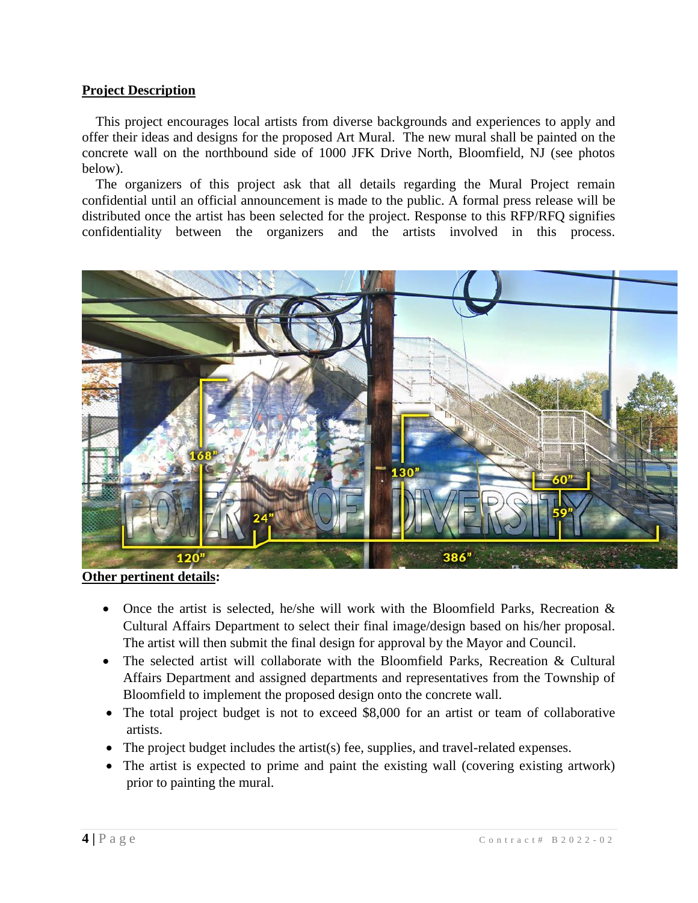**Project Description**

This project encourages local artists from diverse backgrounds and experiences to apply and offer their ideas and designs for the proposed Art Mural. The new mural shall be painted on the concrete wall on the northbound side of 1000 JFK Drive North, Bloomfield, NJ (see photos below).

The organizers of this project ask that all details regarding the Mural Project remain confidential until an official announcement is made to the public. A formal press release will be distributed once the artist has been selected for the project. Response to this RFP/RFQ signifies confidentiality between the organizers and the artists involved in this process.

**Other pertinent details:**

- Once the artist is selected, he/she will work with the Bloomfield Parks, Recreation & Cultural Affairs Department to select their final image/design based on his/her proposal. The artist will then submit the final design for approval by the Mayor and Council.
- The selected artist will collaborate with the Bloomfield Parks, Recreation & Cultural Affairs Department and assigned departments and representatives from the Township of Bloomfield to implement the proposed design onto the concrete wall.
- The total project budget is not to exceed $8,000 for an artist or team of collaborative artists.
- The project budget includes the artist(s) fee, supplies, and travel-related expenses.
- The artist is expected to prime and paint the existing wall (covering existing artwork) prior to painting the mural.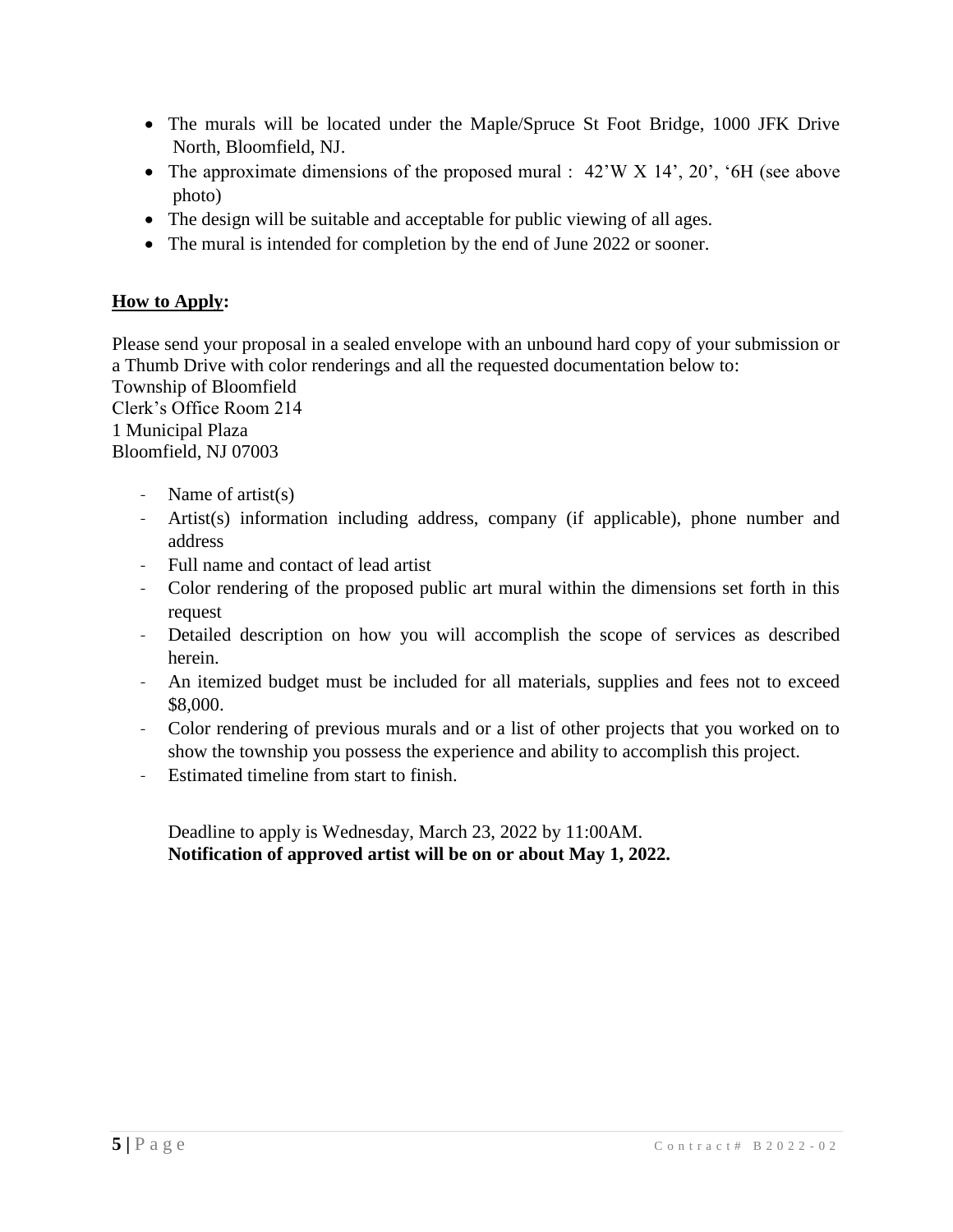- The murals will be located under the Maple/Spruce St Foot Bridge, 1000 JFK Drive North, Bloomfield, NJ.
- The approximate dimensions of the proposed mural : 42'W X 14', 20', '6H (see above photo)
- The design will be suitable and acceptable for public viewing of all ages.
- The mural is intended for completion by the end of June 2022 or sooner.

**<u>How to Apply</u>:**

Please send your proposal in a sealed envelope with an unbound hard copy of your submission or a Thumb Drive with color renderings and all the requested documentation below to:
Township of Bloomfield
Clerk's Office Room 214
1 Municipal Plaza
Bloomfield, NJ 07003

- Name of artist(s)
- Artist(s) information including address, company (if applicable), phone number and address
- Full name and contact of lead artist
- Color rendering of the proposed public art mural within the dimensions set forth in this request
- Detailed description on how you will accomplish the scope of services as described herein.
- An itemized budget must be included for all materials, supplies and fees not to exceed \$8,000.
- Color rendering of previous murals and or a list of other projects that you worked on to show the township you possess the experience and ability to accomplish this project.
- Estimated timeline from start to finish.

Deadline to apply is Wednesday, March 23, 2022 by 11:00AM.
**Notification of approved artist will be on or about May 1, 2022.**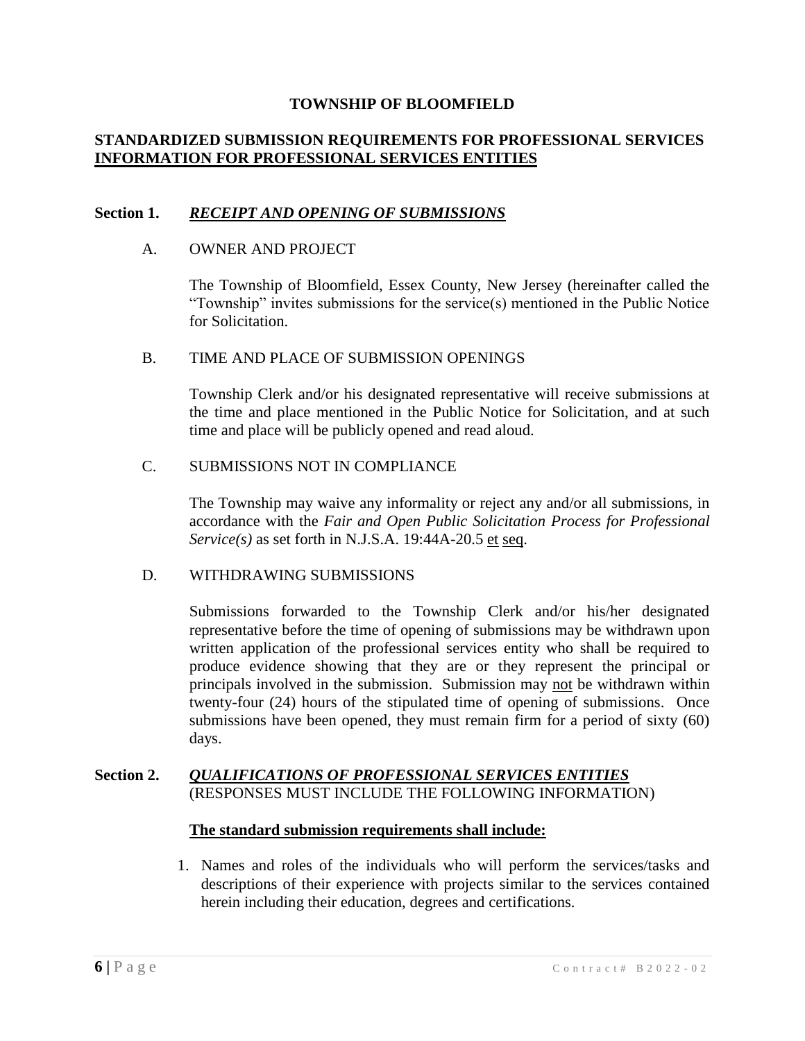**TOWNSHIP OF BLOOMFIELD**

**STANDARDIZED SUBMISSION REQUIREMENTS FOR PROFESSIONAL SERVICES**
**INFORMATION FOR PROFESSIONAL SERVICES ENTITIES**

## Section 1. *RECEIPT AND OPENING OF SUBMISSIONS*

A. OWNER AND PROJECT

The Township of Bloomfield, Essex County, New Jersey (hereinafter called the "Township" invites submissions for the service(s) mentioned in the Public Notice for Solicitation.

B. TIME AND PLACE OF SUBMISSION OPENINGS

Township Clerk and/or his designated representative will receive submissions at the time and place mentioned in the Public Notice for Solicitation, and at such time and place will be publicly opened and read aloud.

C. SUBMISSIONS NOT IN COMPLIANCE

The Township may waive any informality or reject any and/or all submissions, in accordance with the *Fair and Open Public Solicitation Process for Professional Service(s)* as set forth in N.J.S.A. 19:44A-20.5 et seq.

D. WITHDRAWING SUBMISSIONS

Submissions forwarded to the Township Clerk and/or his/her designated representative before the time of opening of submissions may be withdrawn upon written application of the professional services entity who shall be required to produce evidence showing that they are or they represent the principal or principals involved in the submission. Submission may not be withdrawn within twenty-four (24) hours of the stipulated time of opening of submissions. Once submissions have been opened, they must remain firm for a period of sixty (60) days.

## Section 2. *QUALIFICATIONS OF PROFESSIONAL SERVICES ENTITIES*
(RESPONSES MUST INCLUDE THE FOLLOWING INFORMATION)

**The standard submission requirements shall include:**

1. Names and roles of the individuals who will perform the services/tasks and descriptions of their experience with projects similar to the services contained herein including their education, degrees and certifications.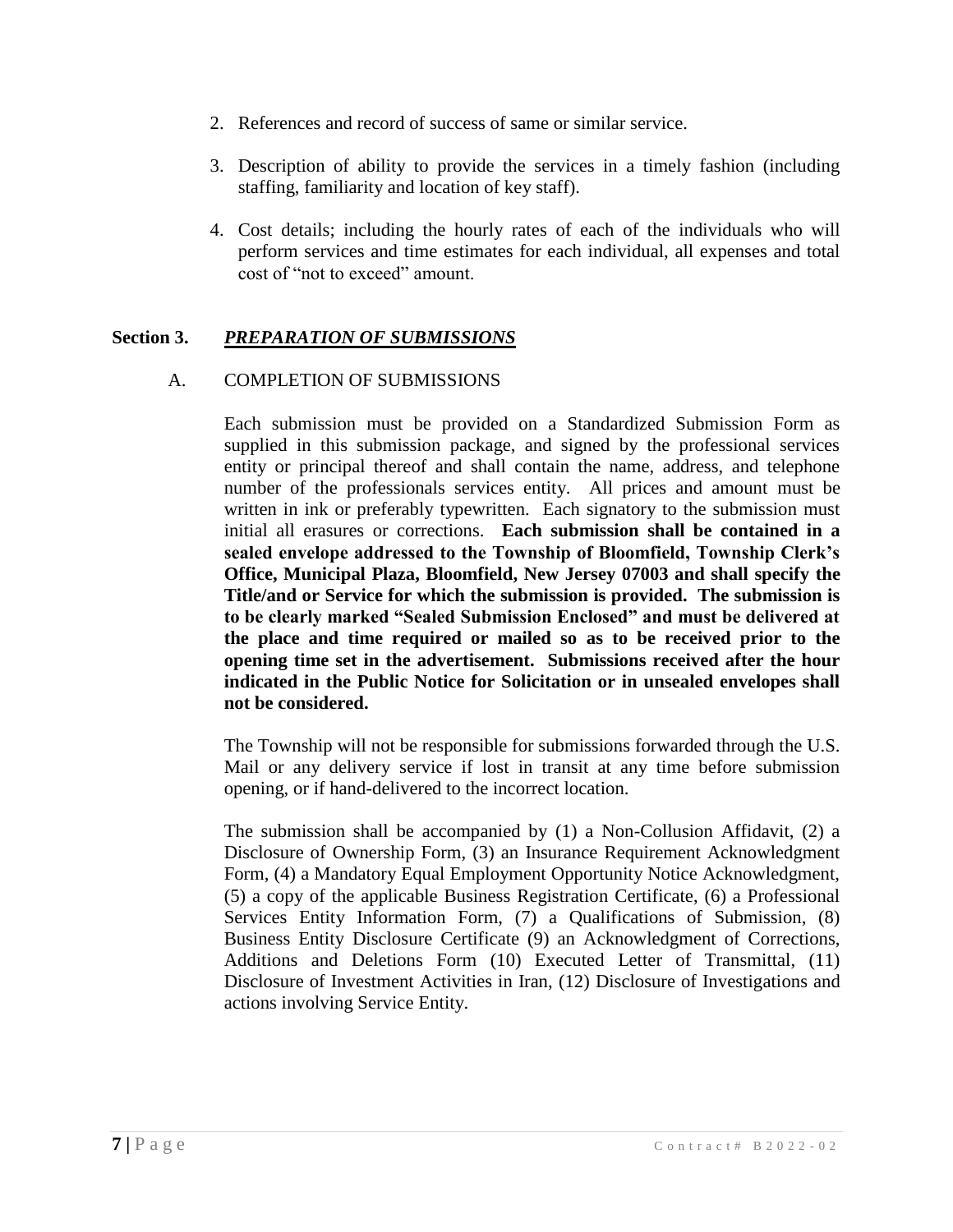2. References and record of success of same or similar service.

3. Description of ability to provide the services in a timely fashion (including staffing, familiarity and location of key staff).

4. Cost details; including the hourly rates of each of the individuals who will perform services and time estimates for each individual, all expenses and total cost of "not to exceed" amount.

## Section 3. ***PREPARATION OF SUBMISSIONS***

### A. COMPLETION OF SUBMISSIONS

Each submission must be provided on a Standardized Submission Form as supplied in this submission package, and signed by the professional services entity or principal thereof and shall contain the name, address, and telephone number of the professionals services entity. All prices and amount must be written in ink or preferably typewritten. Each signatory to the submission must initial all erasures or corrections. **Each submission shall be contained in a sealed envelope addressed to the Township of Bloomfield, Township Clerk's Office, Municipal Plaza, Bloomfield, New Jersey 07003 and shall specify the Title/and or Service for which the submission is provided. The submission is to be clearly marked "Sealed Submission Enclosed" and must be delivered at the place and time required or mailed so as to be received prior to the opening time set in the advertisement. Submissions received after the hour indicated in the Public Notice for Solicitation or in unsealed envelopes shall not be considered.**

The Township will not be responsible for submissions forwarded through the U.S. Mail or any delivery service if lost in transit at any time before submission opening, or if hand-delivered to the incorrect location.

The submission shall be accompanied by (1) a Non-Collusion Affidavit, (2) a Disclosure of Ownership Form, (3) an Insurance Requirement Acknowledgment Form, (4) a Mandatory Equal Employment Opportunity Notice Acknowledgment, (5) a copy of the applicable Business Registration Certificate, (6) a Professional Services Entity Information Form, (7) a Qualifications of Submission, (8) Business Entity Disclosure Certificate (9) an Acknowledgment of Corrections, Additions and Deletions Form (10) Executed Letter of Transmittal, (11) Disclosure of Investment Activities in Iran, (12) Disclosure of Investigations and actions involving Service Entity.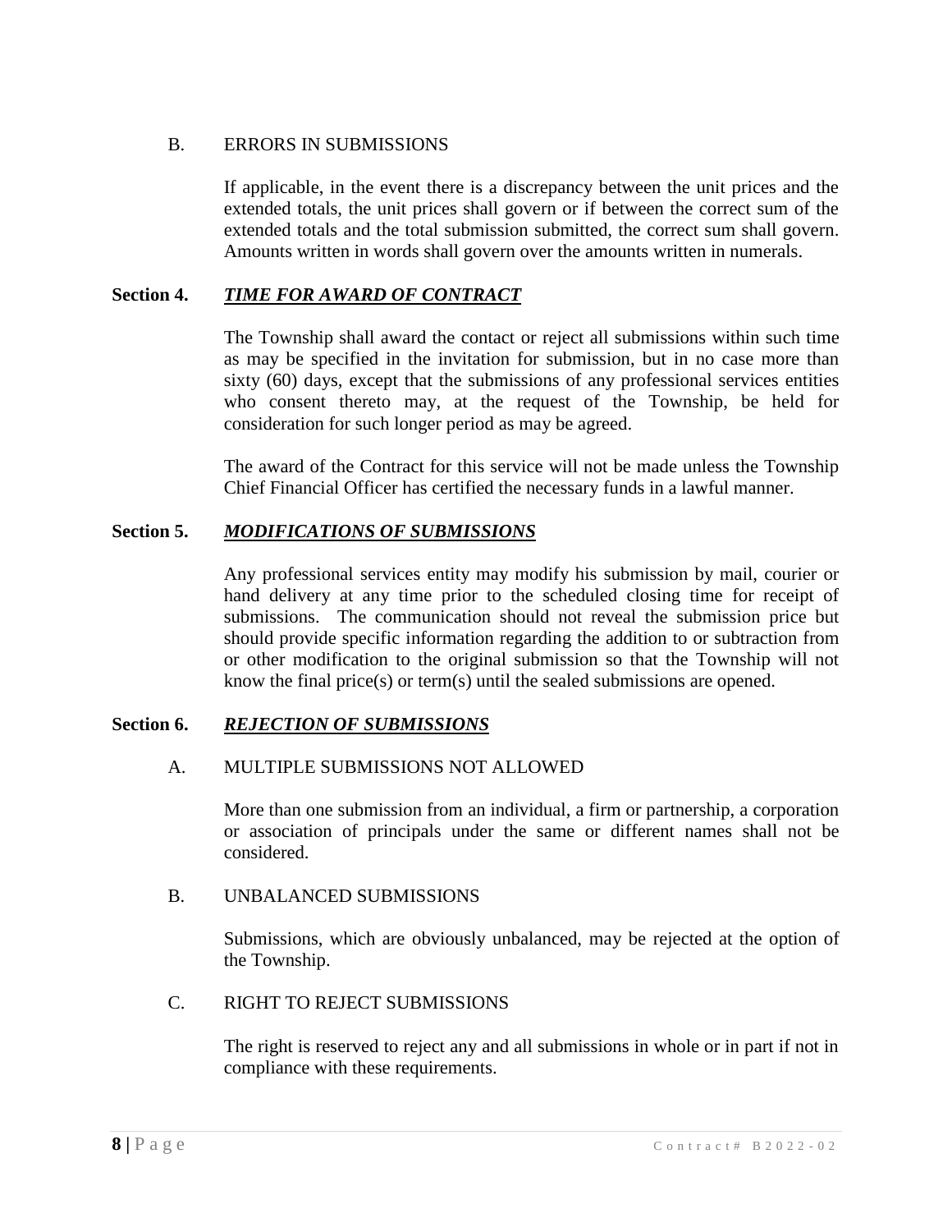B. ERRORS IN SUBMISSIONS

If applicable, in the event there is a discrepancy between the unit prices and the extended totals, the unit prices shall govern or if between the correct sum of the extended totals and the total submission submitted, the correct sum shall govern. Amounts written in words shall govern over the amounts written in numerals.

## Section 4. ***TIME FOR AWARD OF CONTRACT***

The Township shall award the contact or reject all submissions within such time as may be specified in the invitation for submission, but in no case more than sixty (60) days, except that the submissions of any professional services entities who consent thereto may, at the request of the Township, be held for consideration for such longer period as may be agreed.

The award of the Contract for this service will not be made unless the Township Chief Financial Officer has certified the necessary funds in a lawful manner.

## Section 5. ***MODIFICATIONS OF SUBMISSIONS***

Any professional services entity may modify his submission by mail, courier or hand delivery at any time prior to the scheduled closing time for receipt of submissions. The communication should not reveal the submission price but should provide specific information regarding the addition to or subtraction from or other modification to the original submission so that the Township will not know the final price(s) or term(s) until the sealed submissions are opened.

## Section 6. ***REJECTION OF SUBMISSIONS***

A. MULTIPLE SUBMISSIONS NOT ALLOWED

More than one submission from an individual, a firm or partnership, a corporation or association of principals under the same or different names shall not be considered.

B. UNBALANCED SUBMISSIONS

Submissions, which are obviously unbalanced, may be rejected at the option of the Township.

C. RIGHT TO REJECT SUBMISSIONS

The right is reserved to reject any and all submissions in whole or in part if not in compliance with these requirements.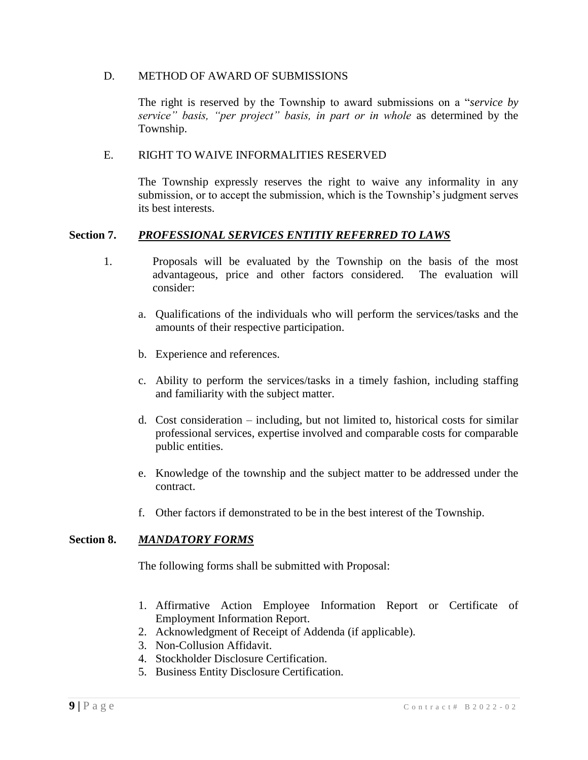D. METHOD OF AWARD OF SUBMISSIONS

The right is reserved by the Township to award submissions on a "*service by service" basis, "per project" basis, in part or in whole* as determined by the Township.

E. RIGHT TO WAIVE INFORMALITIES RESERVED

The Township expressly reserves the right to waive any informality in any submission, or to accept the submission, which is the Township's judgment serves its best interests.

**Section 7.** ***PROFESSIONAL SERVICES ENTITIY REFERRED TO LAWS***

1. Proposals will be evaluated by the Township on the basis of the most advantageous, price and other factors considered. The evaluation will consider:

   a. Qualifications of the individuals who will perform the services/tasks and the amounts of their respective participation.

   b. Experience and references.

   c. Ability to perform the services/tasks in a timely fashion, including staffing and familiarity with the subject matter.

   d. Cost consideration – including, but not limited to, historical costs for similar professional services, expertise involved and comparable costs for comparable public entities.

   e. Knowledge of the township and the subject matter to be addressed under the contract.

   f. Other factors if demonstrated to be in the best interest of the Township.

**Section 8.** ***MANDATORY FORMS***

The following forms shall be submitted with Proposal:

1. Affirmative Action Employee Information Report or Certificate of Employment Information Report.
2. Acknowledgment of Receipt of Addenda (if applicable).
3. Non-Collusion Affidavit.
4. Stockholder Disclosure Certification.
5. Business Entity Disclosure Certification.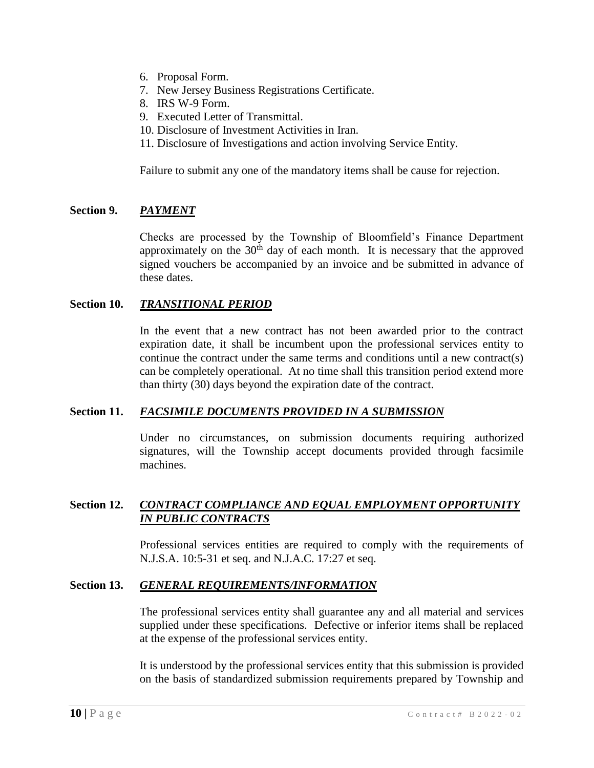6. Proposal Form.
7. New Jersey Business Registrations Certificate.
8. IRS W-9 Form.
9. Executed Letter of Transmittal.
10. Disclosure of Investment Activities in Iran.
11. Disclosure of Investigations and action involving Service Entity.

Failure to submit any one of the mandatory items shall be cause for rejection.

## Section 9. ***PAYMENT***

Checks are processed by the Township of Bloomfield's Finance Department approximately on the 30th day of each month. It is necessary that the approved signed vouchers be accompanied by an invoice and be submitted in advance of these dates.

## Section 10. ***TRANSITIONAL PERIOD***

In the event that a new contract has not been awarded prior to the contract expiration date, it shall be incumbent upon the professional services entity to continue the contract under the same terms and conditions until a new contract(s) can be completely operational. At no time shall this transition period extend more than thirty (30) days beyond the expiration date of the contract.

## Section 11. ***FACSIMILE DOCUMENTS PROVIDED IN A SUBMISSION***

Under no circumstances, on submission documents requiring authorized signatures, will the Township accept documents provided through facsimile machines.

## Section 12. ***CONTRACT COMPLIANCE AND EQUAL EMPLOYMENT OPPORTUNITY IN PUBLIC CONTRACTS***

Professional services entities are required to comply with the requirements of N.J.S.A. 10:5-31 et seq. and N.J.A.C. 17:27 et seq.

## Section 13. ***GENERAL REQUIREMENTS/INFORMATION***

The professional services entity shall guarantee any and all material and services supplied under these specifications. Defective or inferior items shall be replaced at the expense of the professional services entity.

It is understood by the professional services entity that this submission is provided on the basis of standardized submission requirements prepared by Township and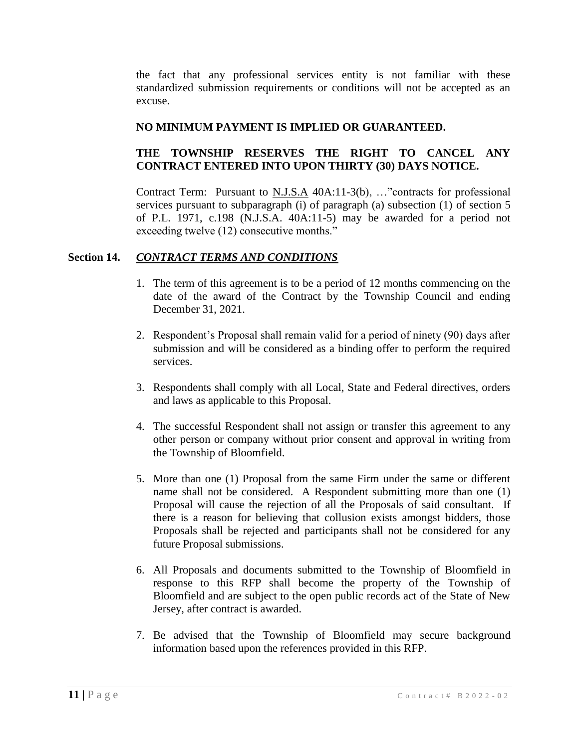the fact that any professional services entity is not familiar with these standardized submission requirements or conditions will not be accepted as an excuse.

**NO MINIMUM PAYMENT IS IMPLIED OR GUARANTEED.**

**THE TOWNSHIP RESERVES THE RIGHT TO CANCEL ANY CONTRACT ENTERED INTO UPON THIRTY (30) DAYS NOTICE.**

Contract Term: Pursuant to N.J.S.A 40A:11-3(b), …"contracts for professional services pursuant to subparagraph (i) of paragraph (a) subsection (1) of section 5 of P.L. 1971, c.198 (N.J.S.A. 40A:11-5) may be awarded for a period not exceeding twelve (12) consecutive months."

## Section 14. ***CONTRACT TERMS AND CONDITIONS***

1. The term of this agreement is to be a period of 12 months commencing on the date of the award of the Contract by the Township Council and ending December 31, 2021.
2. Respondent's Proposal shall remain valid for a period of ninety (90) days after submission and will be considered as a binding offer to perform the required services.
3. Respondents shall comply with all Local, State and Federal directives, orders and laws as applicable to this Proposal.
4. The successful Respondent shall not assign or transfer this agreement to any other person or company without prior consent and approval in writing from the Township of Bloomfield.
5. More than one (1) Proposal from the same Firm under the same or different name shall not be considered. A Respondent submitting more than one (1) Proposal will cause the rejection of all the Proposals of said consultant. If there is a reason for believing that collusion exists amongst bidders, those Proposals shall be rejected and participants shall not be considered for any future Proposal submissions.
6. All Proposals and documents submitted to the Township of Bloomfield in response to this RFP shall become the property of the Township of Bloomfield and are subject to the open public records act of the State of New Jersey, after contract is awarded.
7. Be advised that the Township of Bloomfield may secure background information based upon the references provided in this RFP.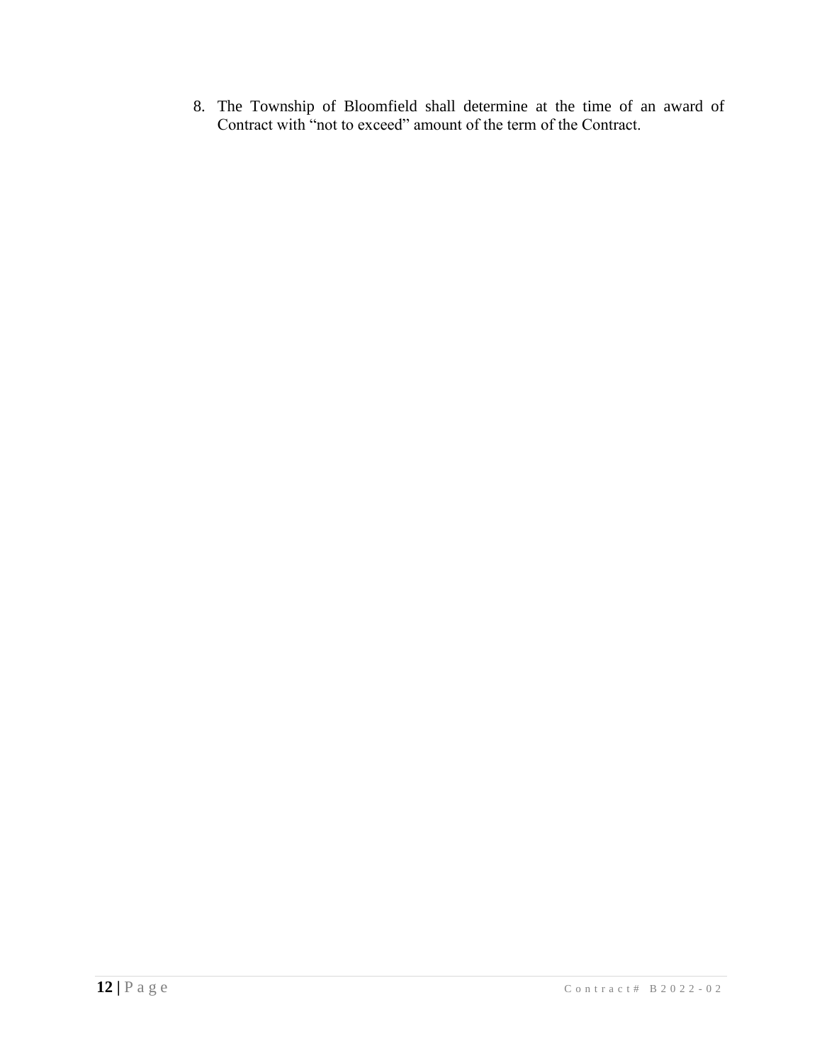8. The Township of Bloomfield shall determine at the time of an award of Contract with "not to exceed" amount of the term of the Contract.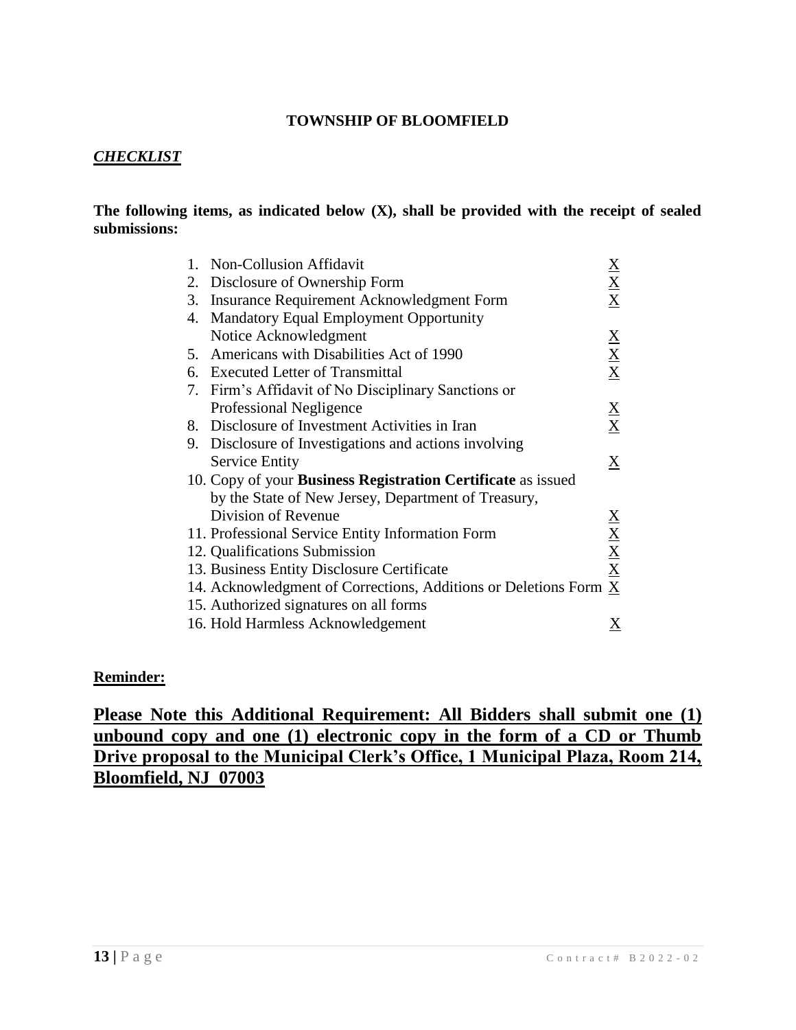**TOWNSHIP OF BLOOMFIELD**

***CHECKLIST***

**The following items, as indicated below (X), shall be provided with the receipt of sealed submissions:**

| | |
|---|---|
| 1. Non-Collusion Affidavit | X |
| 2. Disclosure of Ownership Form | X |
| 3. Insurance Requirement Acknowledgment Form | X |
| 4. Mandatory Equal Employment Opportunity Notice Acknowledgment | X |
| 5. Americans with Disabilities Act of 1990 | X |
| 6. Executed Letter of Transmittal | X |
| 7. Firm's Affidavit of No Disciplinary Sanctions or Professional Negligence | X |
| 8. Disclosure of Investment Activities in Iran | X |
| 9. Disclosure of Investigations and actions involving Service Entity | X |
| 10. Copy of your **Business Registration Certificate** as issued by the State of New Jersey, Department of Treasury, Division of Revenue | X |
| 11. Professional Service Entity Information Form | X |
| 12. Qualifications Submission | X |
| 13. Business Entity Disclosure Certificate | X |
| 14. Acknowledgment of Corrections, Additions or Deletions Form | X |
| 15. Authorized signatures on all forms | |
| 16. Hold Harmless Acknowledgement | X |

**Reminder:**

**Please Note this Additional Requirement: All Bidders shall submit one (1) unbound copy and one (1) electronic copy in the form of a CD or Thumb Drive proposal to the Municipal Clerk's Office, 1 Municipal Plaza, Room 214, Bloomfield, NJ 07003**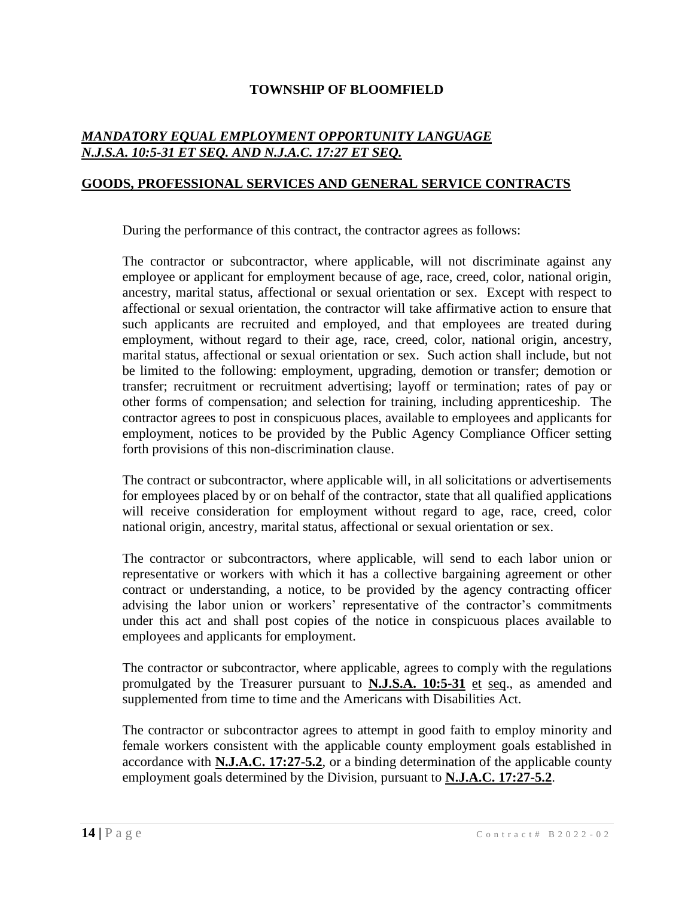**TOWNSHIP OF BLOOMFIELD**

***MANDATORY EQUAL EMPLOYMENT OPPORTUNITY LANGUAGE***
***N.J.S.A. 10:5-31 ET SEQ. AND N.J.A.C. 17:27 ET SEQ.***

**GOODS, PROFESSIONAL SERVICES AND GENERAL SERVICE CONTRACTS**

During the performance of this contract, the contractor agrees as follows:

The contractor or subcontractor, where applicable, will not discriminate against any employee or applicant for employment because of age, race, creed, color, national origin, ancestry, marital status, affectional or sexual orientation or sex. Except with respect to affectional or sexual orientation, the contractor will take affirmative action to ensure that such applicants are recruited and employed, and that employees are treated during employment, without regard to their age, race, creed, color, national origin, ancestry, marital status, affectional or sexual orientation or sex. Such action shall include, but not be limited to the following: employment, upgrading, demotion or transfer; demotion or transfer; recruitment or recruitment advertising; layoff or termination; rates of pay or other forms of compensation; and selection for training, including apprenticeship. The contractor agrees to post in conspicuous places, available to employees and applicants for employment, notices to be provided by the Public Agency Compliance Officer setting forth provisions of this non-discrimination clause.

The contract or subcontractor, where applicable will, in all solicitations or advertisements for employees placed by or on behalf of the contractor, state that all qualified applications will receive consideration for employment without regard to age, race, creed, color national origin, ancestry, marital status, affectional or sexual orientation or sex.

The contractor or subcontractors, where applicable, will send to each labor union or representative or workers with which it has a collective bargaining agreement or other contract or understanding, a notice, to be provided by the agency contracting officer advising the labor union or workers' representative of the contractor's commitments under this act and shall post copies of the notice in conspicuous places available to employees and applicants for employment.

The contractor or subcontractor, where applicable, agrees to comply with the regulations promulgated by the Treasurer pursuant to **N.J.S.A. 10:5-31** et seq., as amended and supplemented from time to time and the Americans with Disabilities Act.

The contractor or subcontractor agrees to attempt in good faith to employ minority and female workers consistent with the applicable county employment goals established in accordance with **N.J.A.C. 17:27-5.2**, or a binding determination of the applicable county employment goals determined by the Division, pursuant to **N.J.A.C. 17:27-5.2**.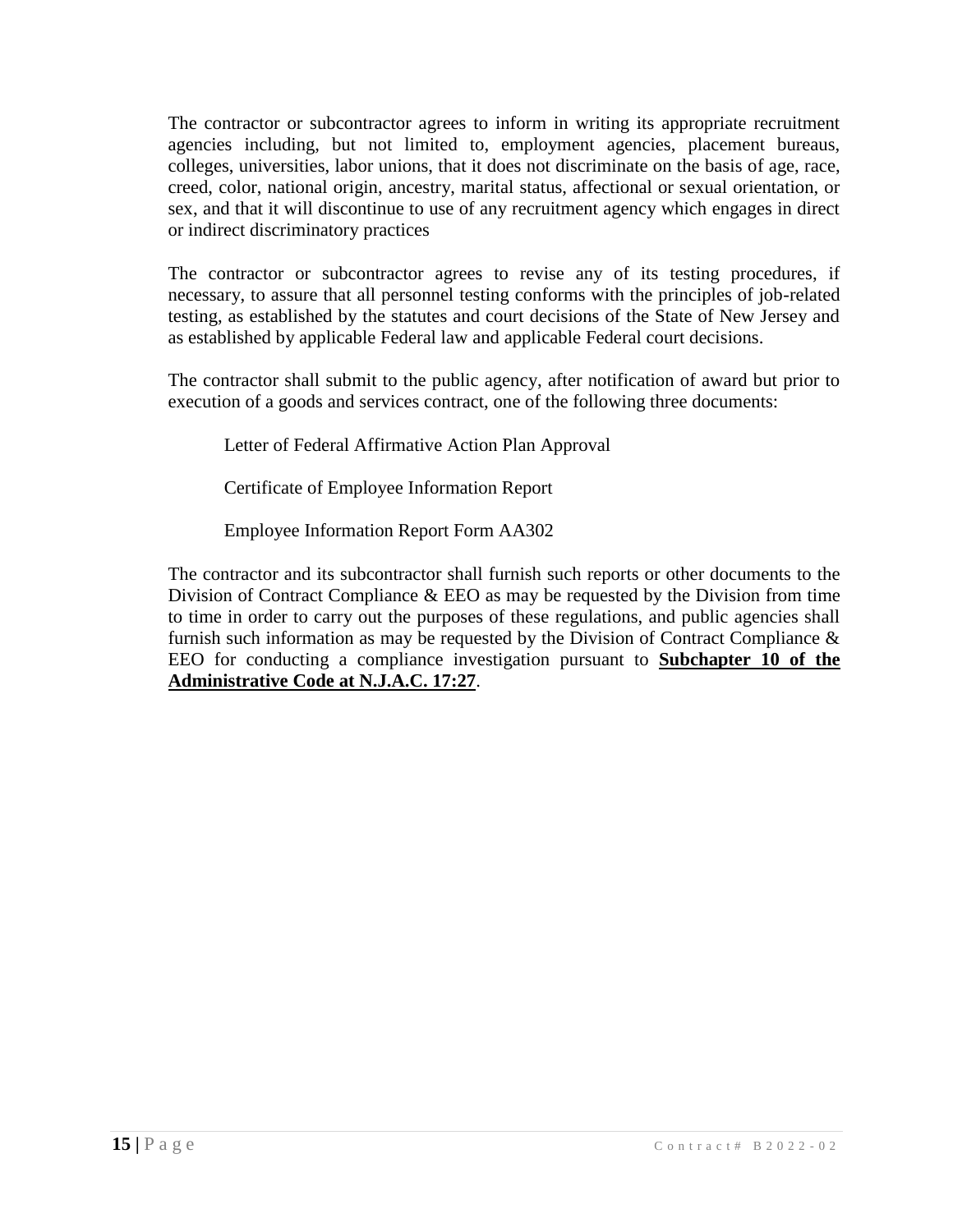The contractor or subcontractor agrees to inform in writing its appropriate recruitment agencies including, but not limited to, employment agencies, placement bureaus, colleges, universities, labor unions, that it does not discriminate on the basis of age, race, creed, color, national origin, ancestry, marital status, affectional or sexual orientation, or sex, and that it will discontinue to use of any recruitment agency which engages in direct or indirect discriminatory practices

The contractor or subcontractor agrees to revise any of its testing procedures, if necessary, to assure that all personnel testing conforms with the principles of job-related testing, as established by the statutes and court decisions of the State of New Jersey and as established by applicable Federal law and applicable Federal court decisions.

The contractor shall submit to the public agency, after notification of award but prior to execution of a goods and services contract, one of the following three documents:

Letter of Federal Affirmative Action Plan Approval

Certificate of Employee Information Report

Employee Information Report Form AA302

The contractor and its subcontractor shall furnish such reports or other documents to the Division of Contract Compliance & EEO as may be requested by the Division from time to time in order to carry out the purposes of these regulations, and public agencies shall furnish such information as may be requested by the Division of Contract Compliance & EEO for conducting a compliance investigation pursuant to **Subchapter 10 of the Administrative Code at N.J.A.C. 17:27**.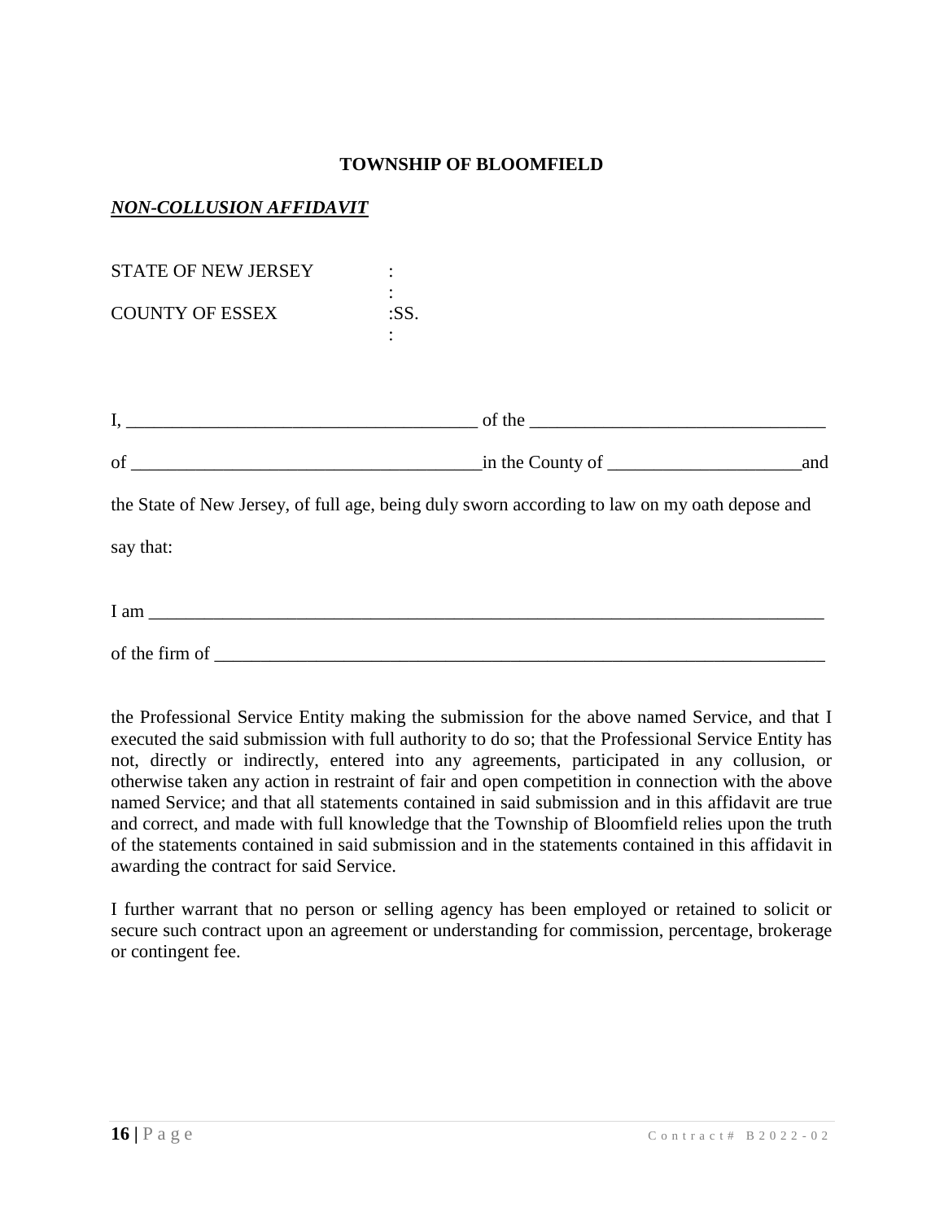**TOWNSHIP OF BLOOMFIELD**

***NON-COLLUSION AFFIDAVIT***

STATE OF NEW JERSEY :
:
COUNTY OF ESSEX :SS.
:

I, ______________________________________ of the ________________________________

of ______________________________________in the County of _____________________and

the State of New Jersey, of full age, being duly sworn according to law on my oath depose and

say that:

I am ___________________________________________________________________________

of the firm of ____________________________________________________________________

the Professional Service Entity making the submission for the above named Service, and that I executed the said submission with full authority to do so; that the Professional Service Entity has not, directly or indirectly, entered into any agreements, participated in any collusion, or otherwise taken any action in restraint of fair and open competition in connection with the above named Service; and that all statements contained in said submission and in this affidavit are true and correct, and made with full knowledge that the Township of Bloomfield relies upon the truth of the statements contained in said submission and in the statements contained in this affidavit in awarding the contract for said Service.

I further warrant that no person or selling agency has been employed or retained to solicit or secure such contract upon an agreement or understanding for commission, percentage, brokerage or contingent fee.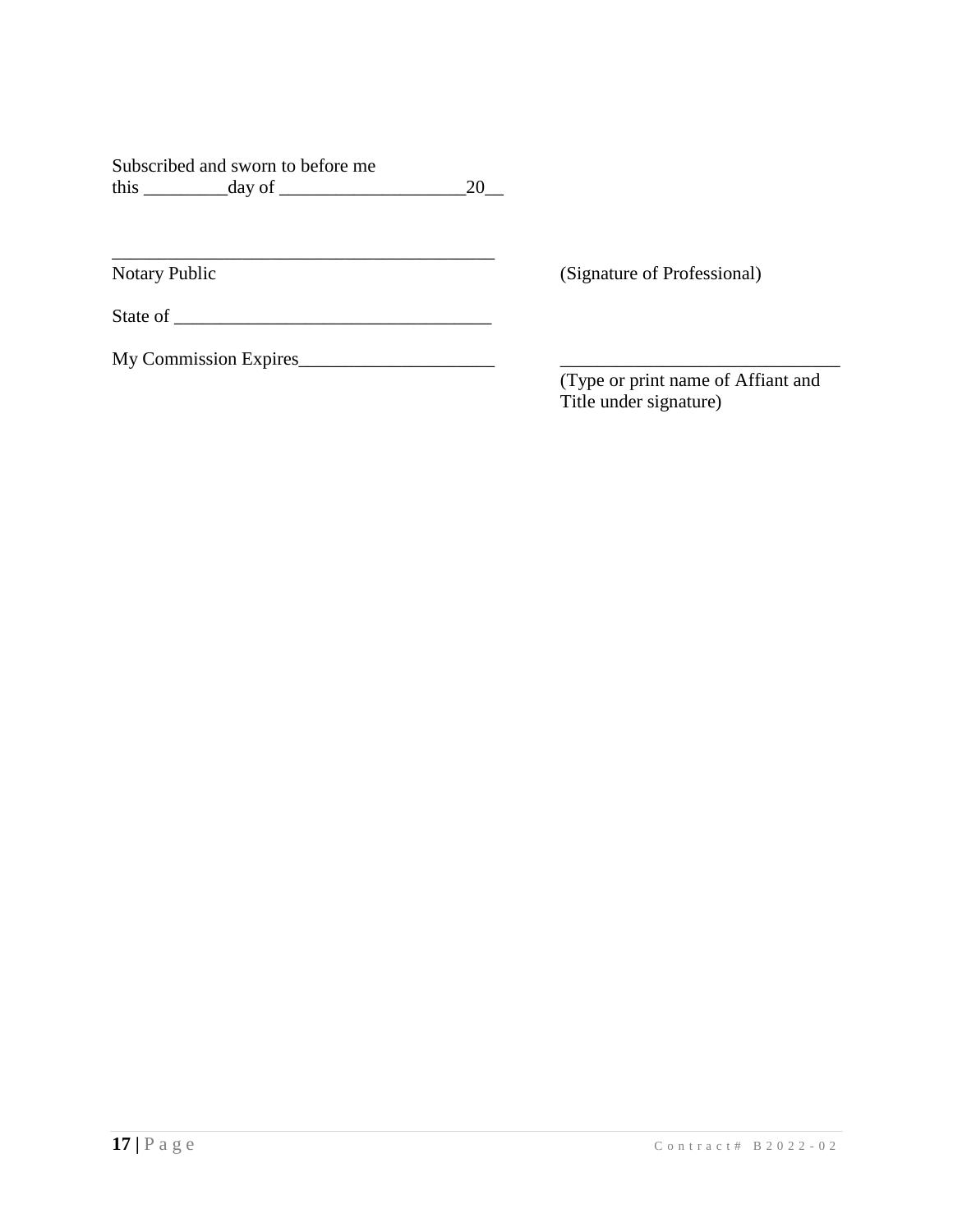Subscribed and sworn to before me
this _________day of ____________________20__

\_\_\_\_\_\_\_\_\_\_\_\_\_\_\_\_\_\_\_\_\_\_\_\_\_\_\_\_\_\_\_\_\_\_\_\_\_\_\_\_\_\_
Notary Public

(Signature of Professional)

State of __________________________________

My Commission Expires_____________________

\_\_\_\_\_\_\_\_\_\_\_\_\_\_\_\_\_\_\_\_\_\_\_\_\_\_\_\_\_\_
(Type or print name of Affiant and Title under signature)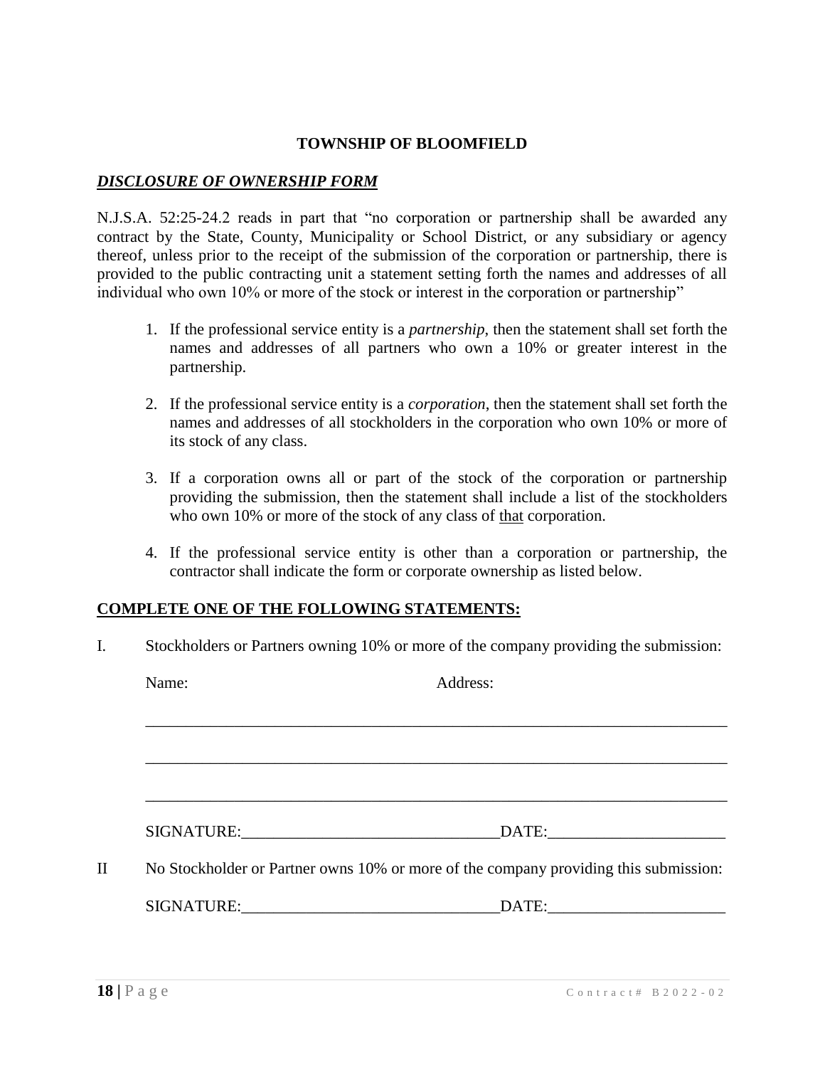## TOWNSHIP OF BLOOMFIELD

***DISCLOSURE OF OWNERSHIP FORM***

N.J.S.A. 52:25-24.2 reads in part that "no corporation or partnership shall be awarded any contract by the State, County, Municipality or School District, or any subsidiary or agency thereof, unless prior to the receipt of the submission of the corporation or partnership, there is provided to the public contracting unit a statement setting forth the names and addresses of all individual who own 10% or more of the stock or interest in the corporation or partnership"

1. If the professional service entity is a *partnership*, then the statement shall set forth the names and addresses of all partners who own a 10% or greater interest in the partnership.

2. If the professional service entity is a *corporation*, then the statement shall set forth the names and addresses of all stockholders in the corporation who own 10% or more of its stock of any class.

3. If a corporation owns all or part of the stock of the corporation or partnership providing the submission, then the statement shall include a list of the stockholders who own 10% or more of the stock of any class of <u>that</u> corporation.

4. If the professional service entity is other than a corporation or partnership, the contractor shall indicate the form or corporate ownership as listed below.

**<u>COMPLETE ONE OF THE FOLLOWING STATEMENTS:</u>**

I. Stockholders or Partners owning 10% or more of the company providing the submission:

Name: Address:

___________________________________________________________________________

___________________________________________________________________________

___________________________________________________________________________

SIGNATURE:________________________________DATE:______________________

II No Stockholder or Partner owns 10% or more of the company providing this submission:

SIGNATURE:________________________________DATE:______________________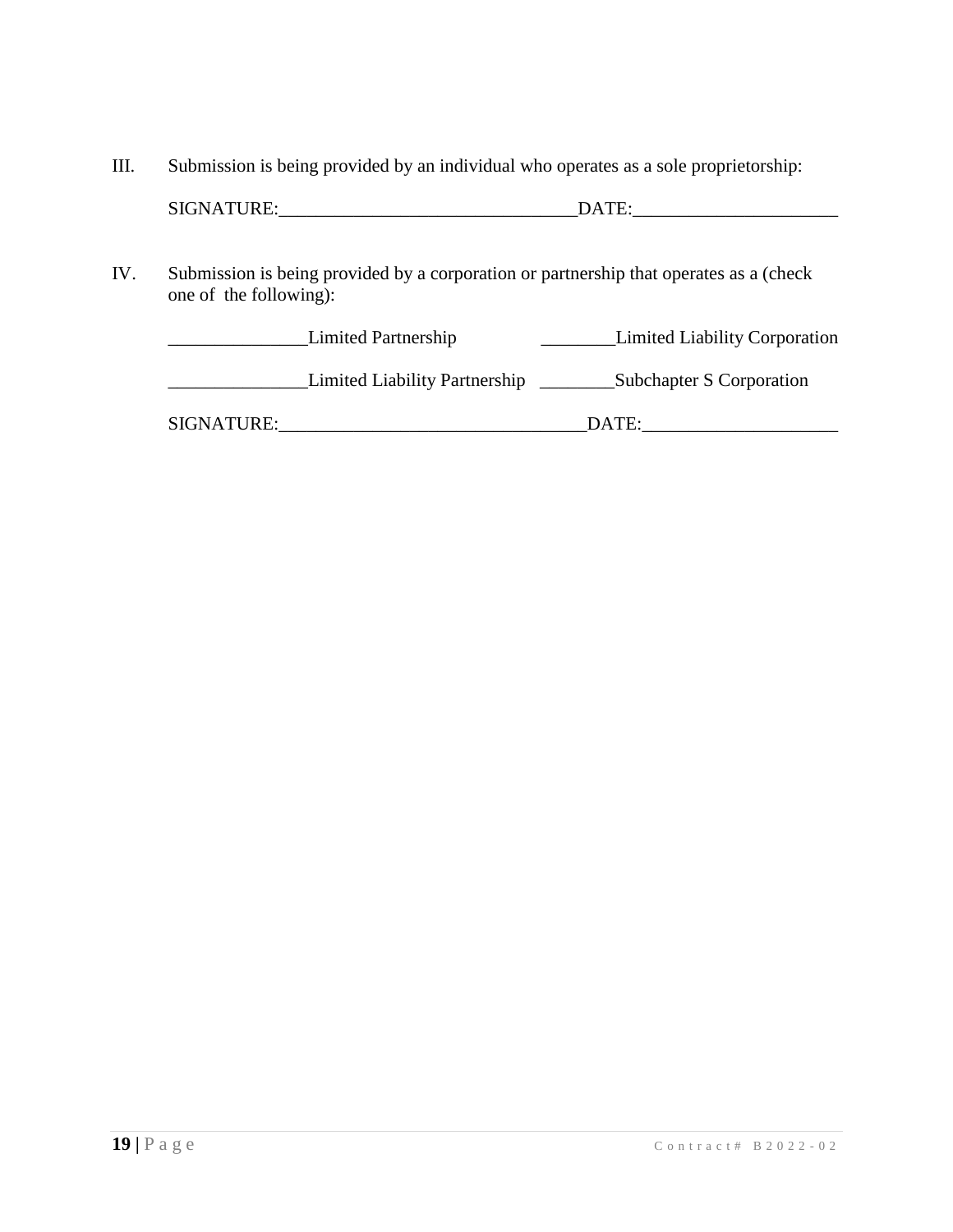III. Submission is being provided by an individual who operates as a sole proprietorship:

SIGNATURE:________________________________DATE:______________________

IV. Submission is being provided by a corporation or partnership that operates as a (check one of the following):

_______________Limited Partnership ________Limited Liability Corporation

_______________Limited Liability Partnership ________Subchapter S Corporation

SIGNATURE:_________________________________DATE:_____________________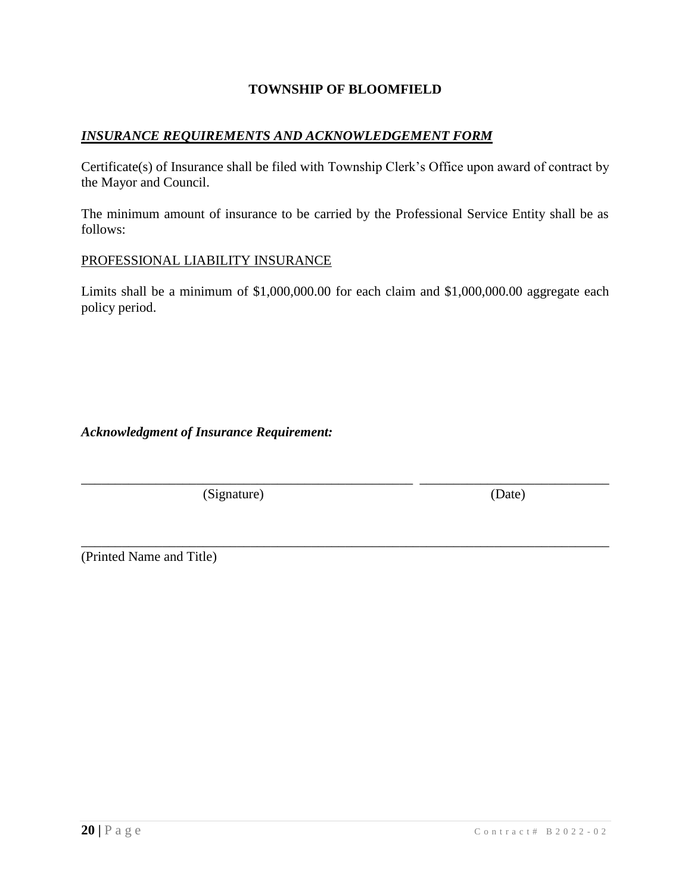**TOWNSHIP OF BLOOMFIELD**

***INSURANCE REQUIREMENTS AND ACKNOWLEDGEMENT FORM***

Certificate(s) of Insurance shall be filed with Township Clerk's Office upon award of contract by the Mayor and Council.

The minimum amount of insurance to be carried by the Professional Service Entity shall be as follows:

PROFESSIONAL LIABILITY INSURANCE

Limits shall be a minimum of $1,000,000.00 for each claim and $1,000,000.00 aggregate each policy period.

***Acknowledgment of Insurance Requirement:***

\_\_\_\_\_\_\_\_\_\_\_\_\_\_\_\_\_\_\_\_\_\_\_\_\_\_\_\_\_\_\_\_\_\_\_\_\_\_\_\_\_\_\_\_\_\_\_\_ \_\_\_\_\_\_\_\_\_\_\_\_\_\_\_\_\_\_\_\_\_\_\_\_\_\_\_\_
(Signature) (Date)

\_\_\_\_\_\_\_\_\_\_\_\_\_\_\_\_\_\_\_\_\_\_\_\_\_\_\_\_\_\_\_\_\_\_\_\_\_\_\_\_\_\_\_\_\_\_\_\_\_\_\_\_\_\_\_\_\_\_\_\_\_\_\_\_\_\_\_\_\_\_\_\_\_\_\_\_
(Printed Name and Title)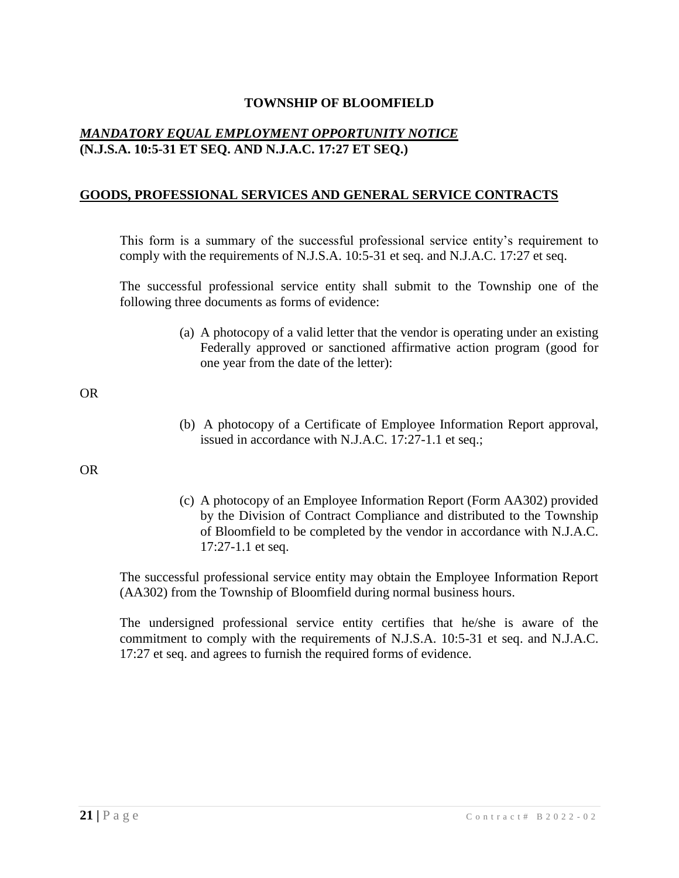# TOWNSHIP OF BLOOMFIELD

***MANDATORY EQUAL EMPLOYMENT OPPORTUNITY NOTICE***
**(N.J.S.A. 10:5-31 ET SEQ. AND N.J.A.C. 17:27 ET SEQ.)**

## GOODS, PROFESSIONAL SERVICES AND GENERAL SERVICE CONTRACTS

This form is a summary of the successful professional service entity's requirement to comply with the requirements of N.J.S.A. 10:5-31 et seq. and N.J.A.C. 17:27 et seq.

The successful professional service entity shall submit to the Township one of the following three documents as forms of evidence:

(a) A photocopy of a valid letter that the vendor is operating under an existing Federally approved or sanctioned affirmative action program (good for one year from the date of the letter):

OR

(b) A photocopy of a Certificate of Employee Information Report approval, issued in accordance with N.J.A.C. 17:27-1.1 et seq.;

OR

(c) A photocopy of an Employee Information Report (Form AA302) provided by the Division of Contract Compliance and distributed to the Township of Bloomfield to be completed by the vendor in accordance with N.J.A.C. 17:27-1.1 et seq.

The successful professional service entity may obtain the Employee Information Report (AA302) from the Township of Bloomfield during normal business hours.

The undersigned professional service entity certifies that he/she is aware of the commitment to comply with the requirements of N.J.S.A. 10:5-31 et seq. and N.J.A.C. 17:27 et seq. and agrees to furnish the required forms of evidence.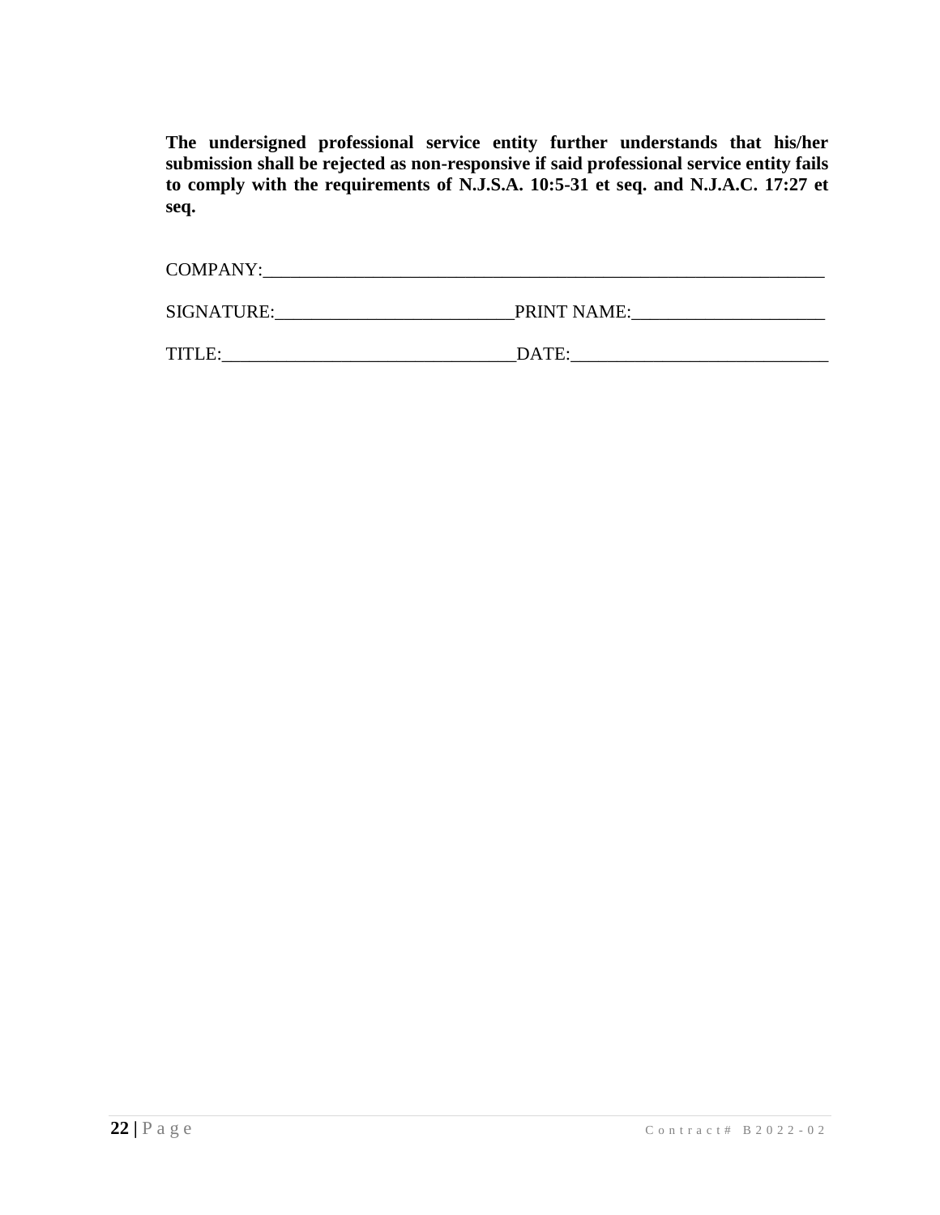**The undersigned professional service entity further understands that his/her submission shall be rejected as non-responsive if said professional service entity fails to comply with the requirements of N.J.S.A. 10:5-31 et seq. and N.J.A.C. 17:27 et seq.**

COMPANY:_______________________________________________________________

SIGNATURE:__________________________PRINT NAME:_____________________

TITLE:________________________________DATE:____________________________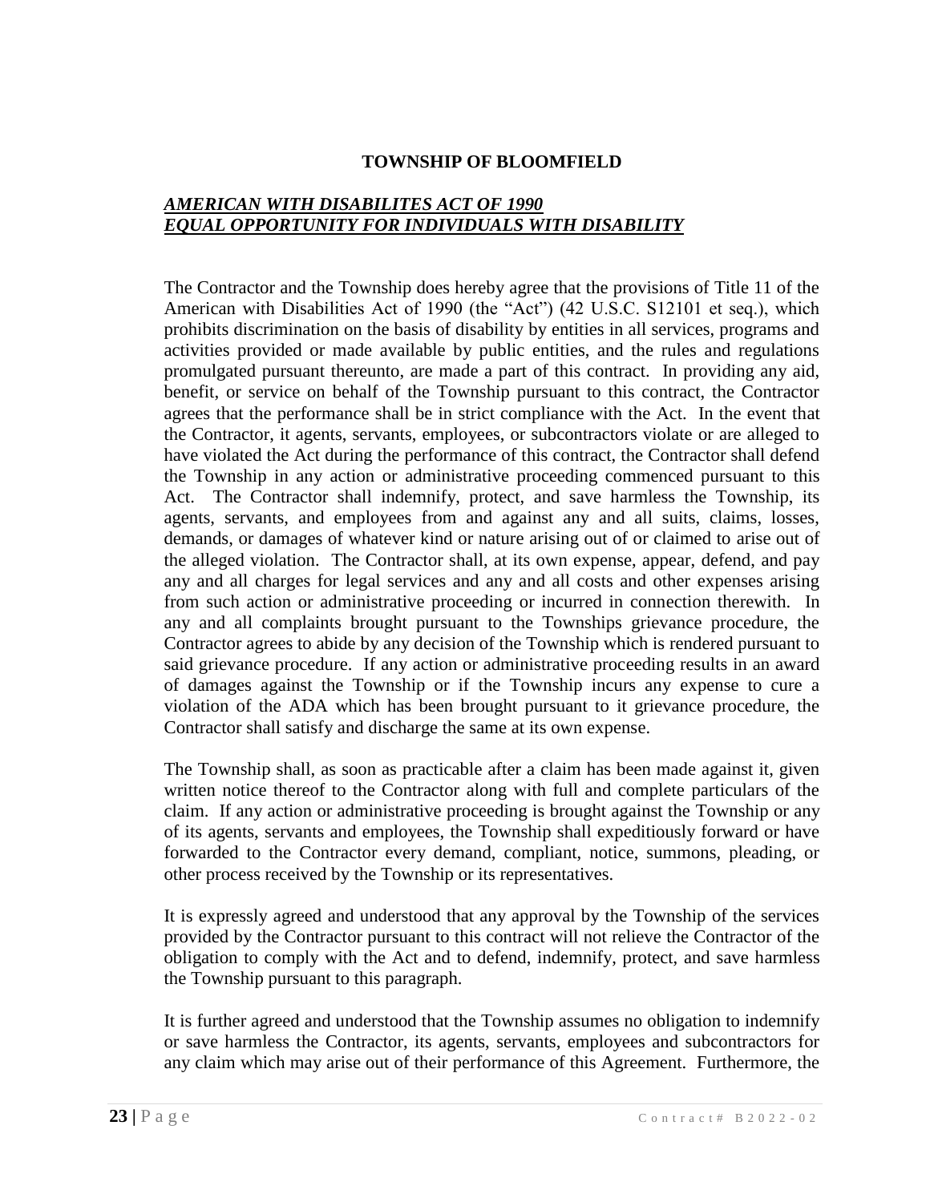## TOWNSHIP OF BLOOMFIELD

***AMERICAN WITH DISABILITES ACT OF 1990***
***EQUAL OPPORTUNITY FOR INDIVIDUALS WITH DISABILITY***

The Contractor and the Township does hereby agree that the provisions of Title 11 of the American with Disabilities Act of 1990 (the "Act") (42 U.S.C. S12101 et seq.), which prohibits discrimination on the basis of disability by entities in all services, programs and activities provided or made available by public entities, and the rules and regulations promulgated pursuant thereunto, are made a part of this contract. In providing any aid, benefit, or service on behalf of the Township pursuant to this contract, the Contractor agrees that the performance shall be in strict compliance with the Act. In the event that the Contractor, it agents, servants, employees, or subcontractors violate or are alleged to have violated the Act during the performance of this contract, the Contractor shall defend the Township in any action or administrative proceeding commenced pursuant to this Act. The Contractor shall indemnify, protect, and save harmless the Township, its agents, servants, and employees from and against any and all suits, claims, losses, demands, or damages of whatever kind or nature arising out of or claimed to arise out of the alleged violation. The Contractor shall, at its own expense, appear, defend, and pay any and all charges for legal services and any and all costs and other expenses arising from such action or administrative proceeding or incurred in connection therewith. In any and all complaints brought pursuant to the Townships grievance procedure, the Contractor agrees to abide by any decision of the Township which is rendered pursuant to said grievance procedure. If any action or administrative proceeding results in an award of damages against the Township or if the Township incurs any expense to cure a violation of the ADA which has been brought pursuant to it grievance procedure, the Contractor shall satisfy and discharge the same at its own expense.

The Township shall, as soon as practicable after a claim has been made against it, given written notice thereof to the Contractor along with full and complete particulars of the claim. If any action or administrative proceeding is brought against the Township or any of its agents, servants and employees, the Township shall expeditiously forward or have forwarded to the Contractor every demand, compliant, notice, summons, pleading, or other process received by the Township or its representatives.

It is expressly agreed and understood that any approval by the Township of the services provided by the Contractor pursuant to this contract will not relieve the Contractor of the obligation to comply with the Act and to defend, indemnify, protect, and save harmless the Township pursuant to this paragraph.

It is further agreed and understood that the Township assumes no obligation to indemnify or save harmless the Contractor, its agents, servants, employees and subcontractors for any claim which may arise out of their performance of this Agreement. Furthermore, the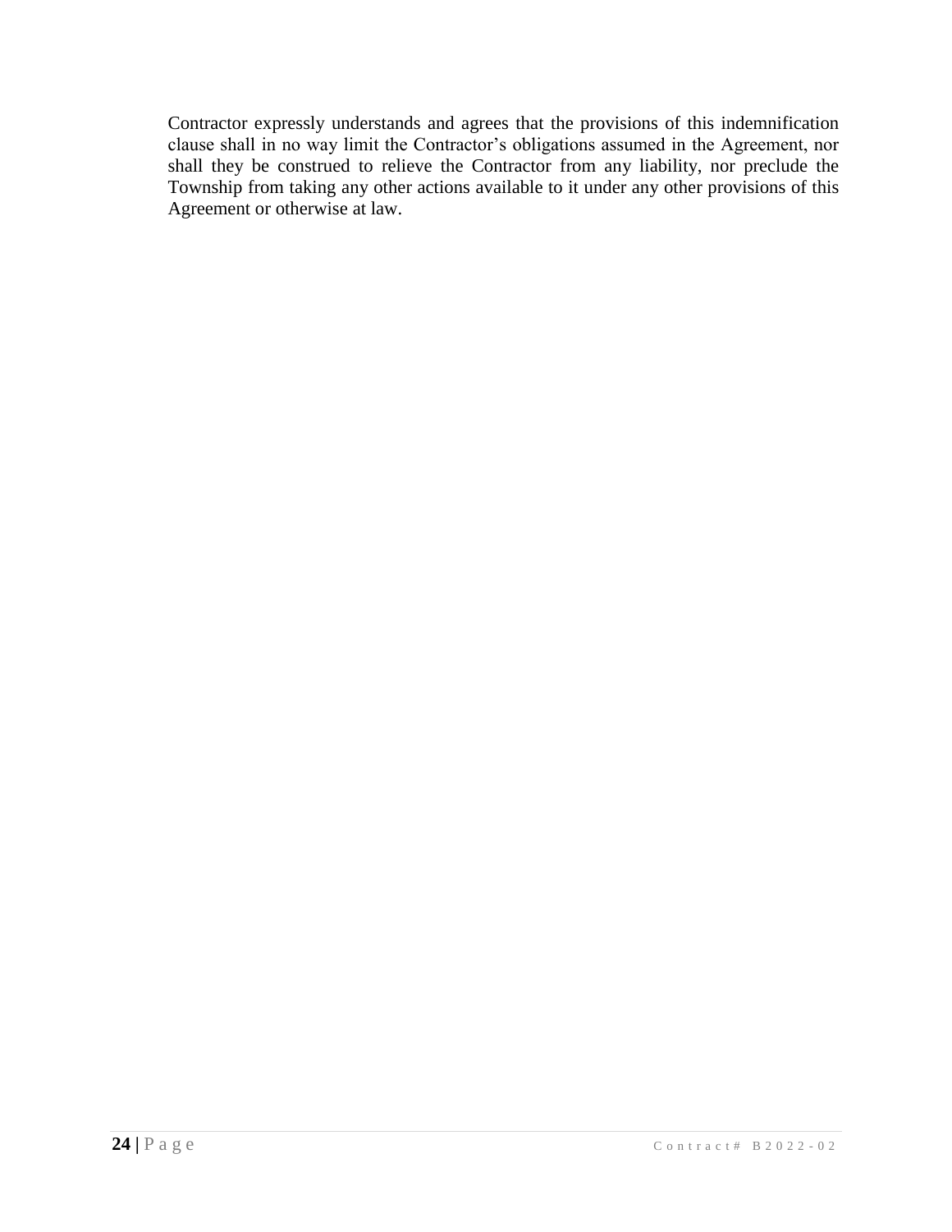Contractor expressly understands and agrees that the provisions of this indemnification clause shall in no way limit the Contractor's obligations assumed in the Agreement, nor shall they be construed to relieve the Contractor from any liability, nor preclude the Township from taking any other actions available to it under any other provisions of this Agreement or otherwise at law.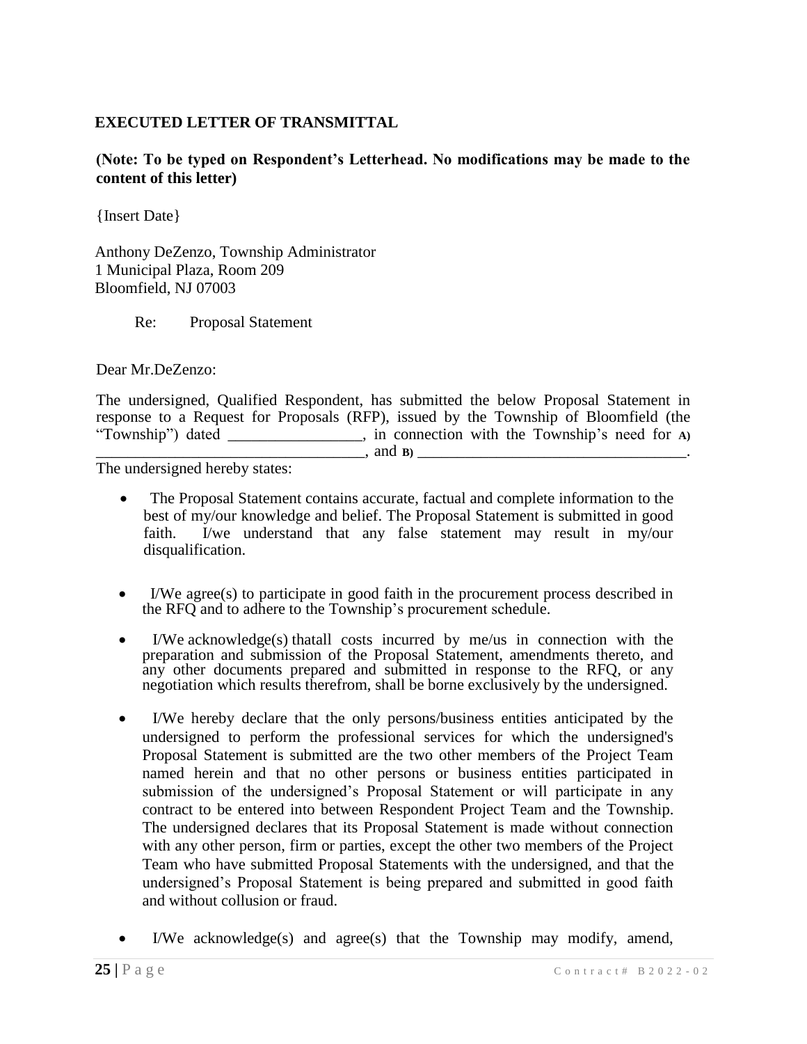**EXECUTED LETTER OF TRANSMITTAL**

**(Note: To be typed on Respondent's Letterhead. No modifications may be made to the content of this letter)**

{Insert Date}

Anthony DeZenzo, Township Administrator
1 Municipal Plaza, Room 209
Bloomfield, NJ 07003

Re: Proposal Statement

Dear Mr.DeZenzo:

The undersigned, Qualified Respondent, has submitted the below Proposal Statement in response to a Request for Proposals (RFP), issued by the Township of Bloomfield (the "Township") dated \_\_\_\_\_\_\_\_\_\_\_\_\_\_\_\_\_, in connection with the Township's need for **A)** \_\_\_\_\_\_\_\_\_\_\_\_\_\_\_\_\_\_\_\_\_\_\_\_\_\_\_\_\_\_\_\_\_\_, and **B)** \_\_\_\_\_\_\_\_\_\_\_\_\_\_\_\_\_\_\_\_\_\_\_\_\_\_\_\_\_\_\_\_\_\_\_.

The undersigned hereby states:

- The Proposal Statement contains accurate, factual and complete information to the best of my/our knowledge and belief. The Proposal Statement is submitted in good faith. I/we understand that any false statement may result in my/our disqualification.
- I/We agree(s) to participate in good faith in the procurement process described in the RFQ and to adhere to the Township's procurement schedule.
- I/We acknowledge(s) thatall costs incurred by me/us in connection with the preparation and submission of the Proposal Statement, amendments thereto, and any other documents prepared and submitted in response to the RFQ, or any negotiation which results therefrom, shall be borne exclusively by the undersigned.
- I/We hereby declare that the only persons/business entities anticipated by the undersigned to perform the professional services for which the undersigned's Proposal Statement is submitted are the two other members of the Project Team named herein and that no other persons or business entities participated in submission of the undersigned's Proposal Statement or will participate in any contract to be entered into between Respondent Project Team and the Township. The undersigned declares that its Proposal Statement is made without connection with any other person, firm or parties, except the other two members of the Project Team who have submitted Proposal Statements with the undersigned, and that the undersigned's Proposal Statement is being prepared and submitted in good faith and without collusion or fraud.
- I/We acknowledge(s) and agree(s) that the Township may modify, amend,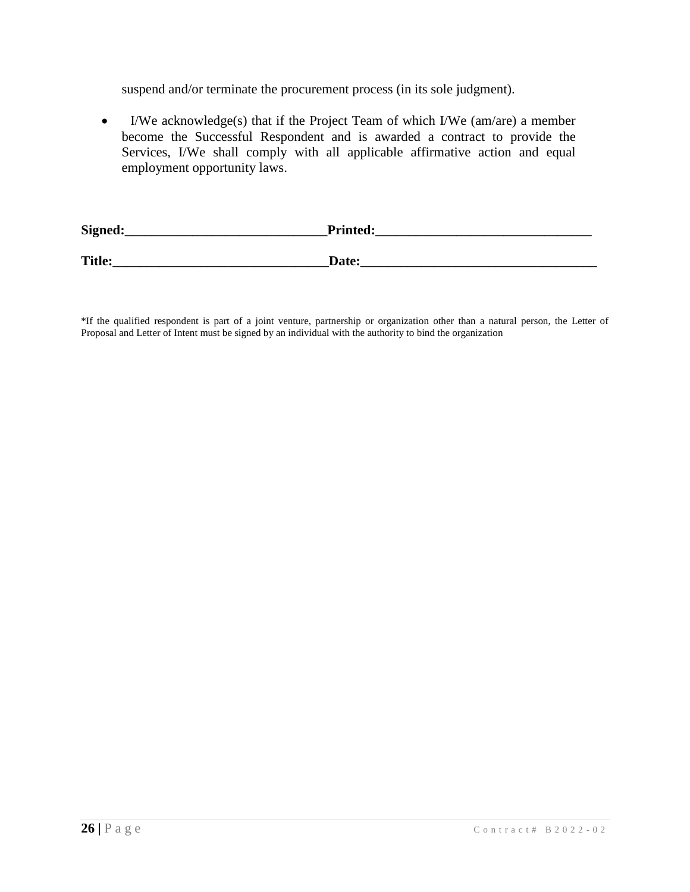suspend and/or terminate the procurement process (in its sole judgment).

- I/We acknowledge(s) that if the Project Team of which I/We (am/are) a member become the Successful Respondent and is awarded a contract to provide the Services, I/We shall comply with all applicable affirmative action and equal employment opportunity laws.

**Signed:______________________________Printed:________________________________**

**Title:________________________________Date:___________________________________**

*If the qualified respondent is part of a joint venture, partnership or organization other than a natural person, the Letter of Proposal and Letter of Intent must be signed by an individual with the authority to bind the organization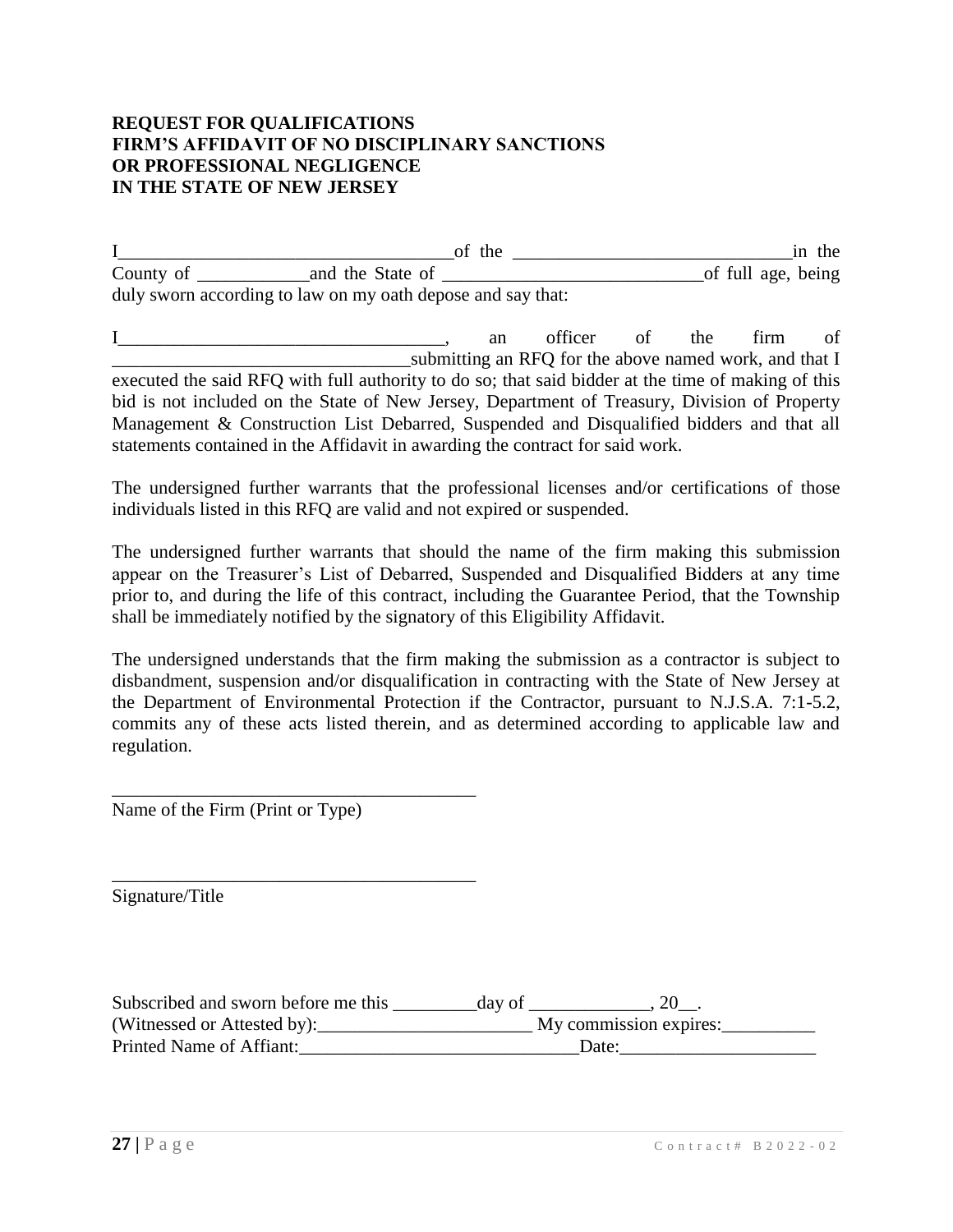**REQUEST FOR QUALIFICATIONS**
**FIRM'S AFFIDAVIT OF NO DISCIPLINARY SANCTIONS**
**OR PROFESSIONAL NEGLIGENCE**
**IN THE STATE OF NEW JERSEY**

I___________________________________of the _____________________________in the County of ____________and the State of ___________________________of full age, being duly sworn according to law on my oath depose and say that:

I___________________________________, an officer of the firm of _______________________________submitting an RFQ for the above named work, and that I executed the said RFQ with full authority to do so; that said bidder at the time of making of this bid is not included on the State of New Jersey, Department of Treasury, Division of Property Management & Construction List Debarred, Suspended and Disqualified bidders and that all statements contained in the Affidavit in awarding the contract for said work.

The undersigned further warrants that the professional licenses and/or certifications of those individuals listed in this RFQ are valid and not expired or suspended.

The undersigned further warrants that should the name of the firm making this submission appear on the Treasurer's List of Debarred, Suspended and Disqualified Bidders at any time prior to, and during the life of this contract, including the Guarantee Period, that the Township shall be immediately notified by the signatory of this Eligibility Affidavit.

The undersigned understands that the firm making the submission as a contractor is subject to disbandment, suspension and/or disqualification in contracting with the State of New Jersey at the Department of Environmental Protection if the Contractor, pursuant to N.J.S.A. 7:1-5.2, commits any of these acts listed therein, and as determined according to applicable law and regulation.

_______________________________________
Name of the Firm (Print or Type)

_______________________________________
Signature/Title

Subscribed and sworn before me this _________day of _____________, 20__.
(Witnessed or Attested by):_______________________ My commission expires:__________
Printed Name of Affiant:_____________________________Date:_____________________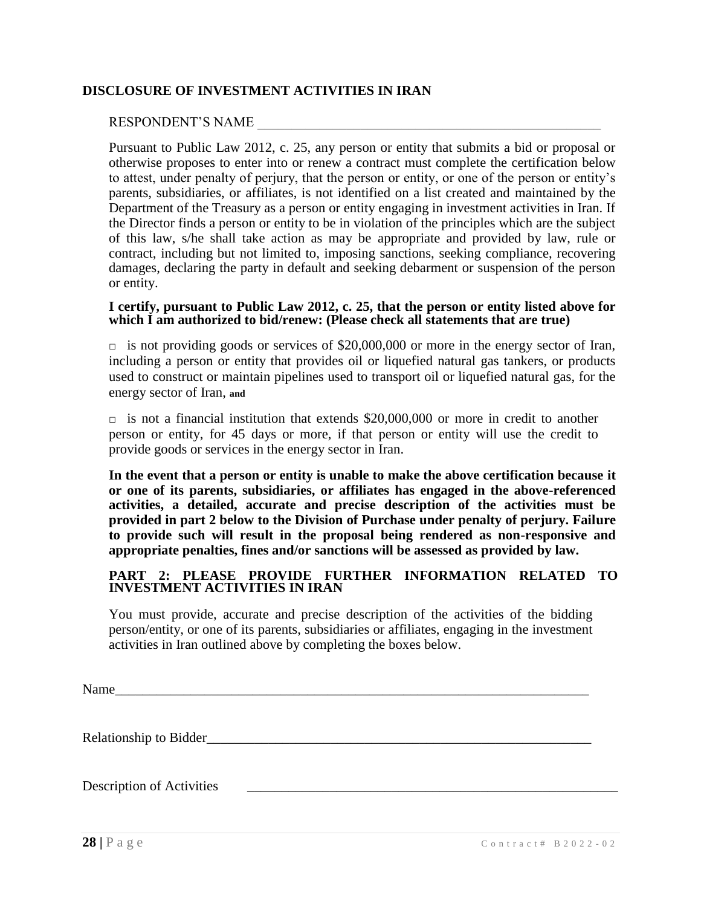## DISCLOSURE OF INVESTMENT ACTIVITIES IN IRAN

RESPONDENT'S NAME \_\_\_\_\_\_\_\_\_\_\_\_\_\_\_\_\_\_\_\_\_\_\_\_\_\_\_\_\_\_\_\_\_\_\_\_\_\_\_\_\_\_\_\_\_\_\_\_

Pursuant to Public Law 2012, c. 25, any person or entity that submits a bid or proposal or otherwise proposes to enter into or renew a contract must complete the certification below to attest, under penalty of perjury, that the person or entity, or one of the person or entity's parents, subsidiaries, or affiliates, is not identified on a list created and maintained by the Department of the Treasury as a person or entity engaging in investment activities in Iran. If the Director finds a person or entity to be in violation of the principles which are the subject of this law, s/he shall take action as may be appropriate and provided by law, rule or contract, including but not limited to, imposing sanctions, seeking compliance, recovering damages, declaring the party in default and seeking debarment or suspension of the person or entity.

**I certify, pursuant to Public Law 2012, c. 25, that the person or entity listed above for which I am authorized to bid/renew: (Please check all statements that are true)**

□ is not providing goods or services of $20,000,000 or more in the energy sector of Iran, including a person or entity that provides oil or liquefied natural gas tankers, or products used to construct or maintain pipelines used to transport oil or liquefied natural gas, for the energy sector of Iran, **and**

□ is not a financial institution that extends $20,000,000 or more in credit to another person or entity, for 45 days or more, if that person or entity will use the credit to provide goods or services in the energy sector in Iran.

**In the event that a person or entity is unable to make the above certification because it or one of its parents, subsidiaries, or affiliates has engaged in the above-referenced activities, a detailed, accurate and precise description of the activities must be provided in part 2 below to the Division of Purchase under penalty of perjury. Failure to provide such will result in the proposal being rendered as non-responsive and appropriate penalties, fines and/or sanctions will be assessed as provided by law.**

**PART 2: PLEASE PROVIDE FURTHER INFORMATION RELATED TO INVESTMENT ACTIVITIES IN IRAN**

You must provide, accurate and precise description of the activities of the bidding person/entity, or one of its parents, subsidiaries or affiliates, engaging in the investment activities in Iran outlined above by completing the boxes below.

Name\_\_\_\_\_\_\_\_\_\_\_\_\_\_\_\_\_\_\_\_\_\_\_\_\_\_\_\_\_\_\_\_\_\_\_\_\_\_\_\_\_\_\_\_\_\_\_\_\_\_\_\_\_\_\_\_\_\_\_\_\_\_\_\_

Relationship to Bidder\_\_\_\_\_\_\_\_\_\_\_\_\_\_\_\_\_\_\_\_\_\_\_\_\_\_\_\_\_\_\_\_\_\_\_\_\_\_\_\_\_\_\_\_\_\_\_\_\_\_\_\_

Description of Activities \_\_\_\_\_\_\_\_\_\_\_\_\_\_\_\_\_\_\_\_\_\_\_\_\_\_\_\_\_\_\_\_\_\_\_\_\_\_\_\_\_\_\_\_\_\_\_\_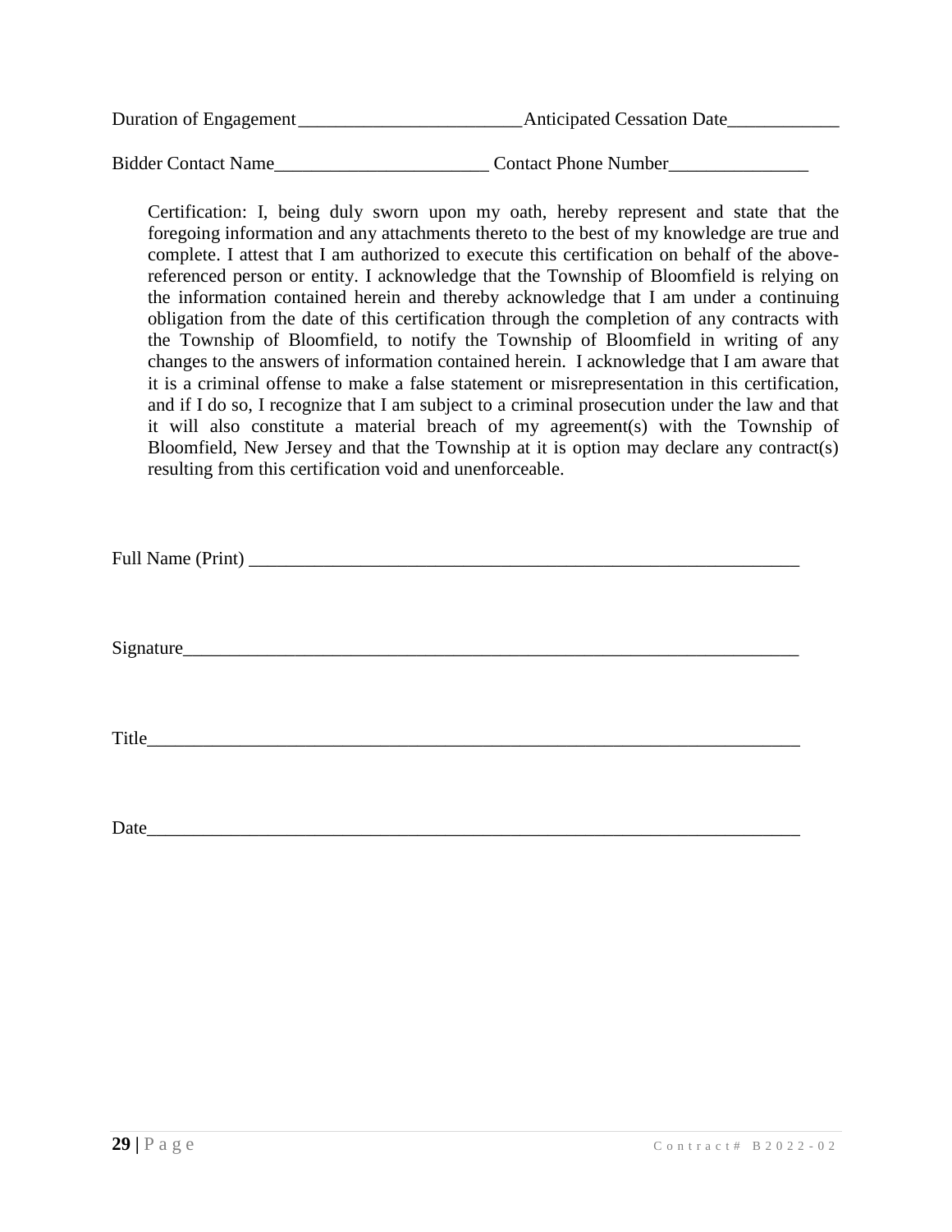Duration of Engagement________________________Anticipated Cessation Date____________

Bidder Contact Name_______________________ Contact Phone Number_______________

> Certification: I, being duly sworn upon my oath, hereby represent and state that the foregoing information and any attachments thereto to the best of my knowledge are true and complete. I attest that I am authorized to execute this certification on behalf of the above-referenced person or entity. I acknowledge that the Township of Bloomfield is relying on the information contained herein and thereby acknowledge that I am under a continuing obligation from the date of this certification through the completion of any contracts with the Township of Bloomfield, to notify the Township of Bloomfield in writing of any changes to the answers of information contained herein. I acknowledge that I am aware that it is a criminal offense to make a false statement or misrepresentation in this certification, and if I do so, I recognize that I am subject to a criminal prosecution under the law and that it will also constitute a material breach of my agreement(s) with the Township of Bloomfield, New Jersey and that the Township at it is option may declare any contract(s) resulting from this certification void and unenforceable.

Full Name (Print) ____________________________________________________________

Signature____________________________________________________________________

Title_______________________________________________________________________

Date_______________________________________________________________________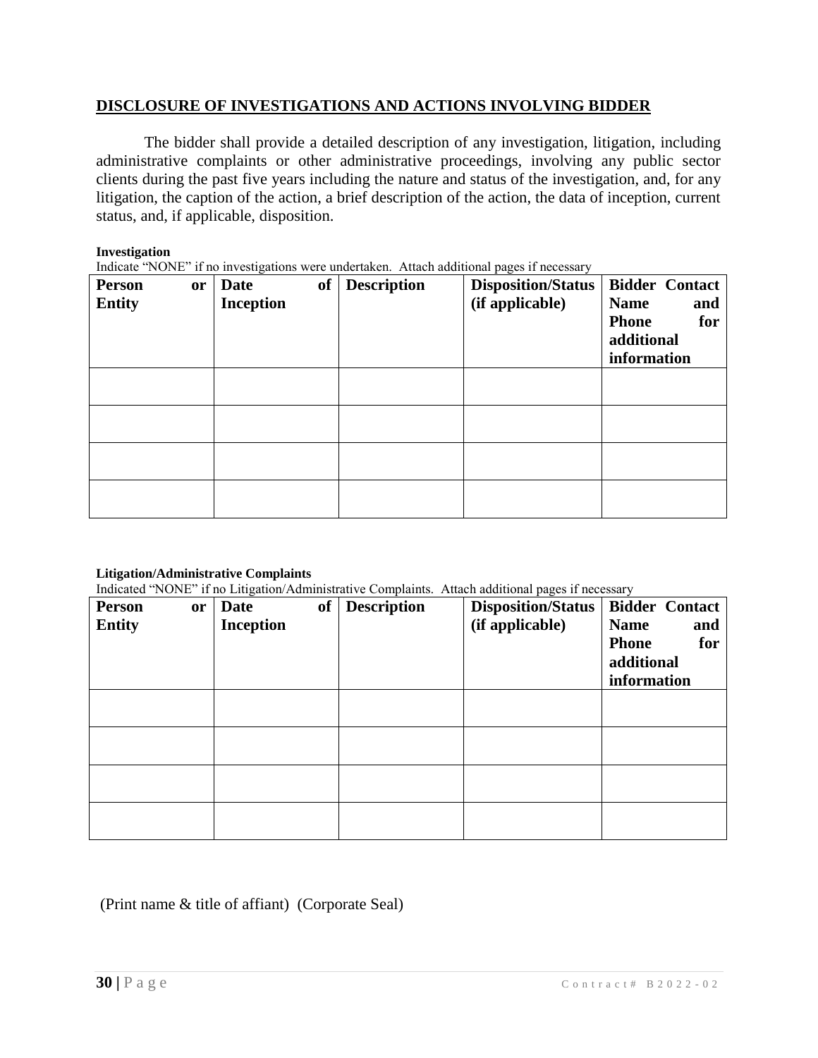## DISCLOSURE OF INVESTIGATIONS AND ACTIONS INVOLVING BIDDER

The bidder shall provide a detailed description of any investigation, litigation, including administrative complaints or other administrative proceedings, involving any public sector clients during the past five years including the nature and status of the investigation, and, for any litigation, the caption of the action, a brief description of the action, the data of inception, current status, and, if applicable, disposition.

**Investigation**

Indicate "NONE" if no investigations were undertaken. Attach additional pages if necessary

| Person or Entity | Date of Inception | Description | Disposition/Status (if applicable) | Bidder Contact Name and Phone for additional information |
|---|---|---|---|---|
| | | | | |
| | | | | |
| | | | | |
| | | | | |

**Litigation/Administrative Complaints**

Indicated "NONE" if no Litigation/Administrative Complaints. Attach additional pages if necessary

| Person or Entity | Date of Inception | Description | Disposition/Status (if applicable) | Bidder Contact Name and Phone for additional information |
|---|---|---|---|---|
| | | | | |
| | | | | |
| | | | | |
| | | | | |

(Print name & title of affiant) (Corporate Seal)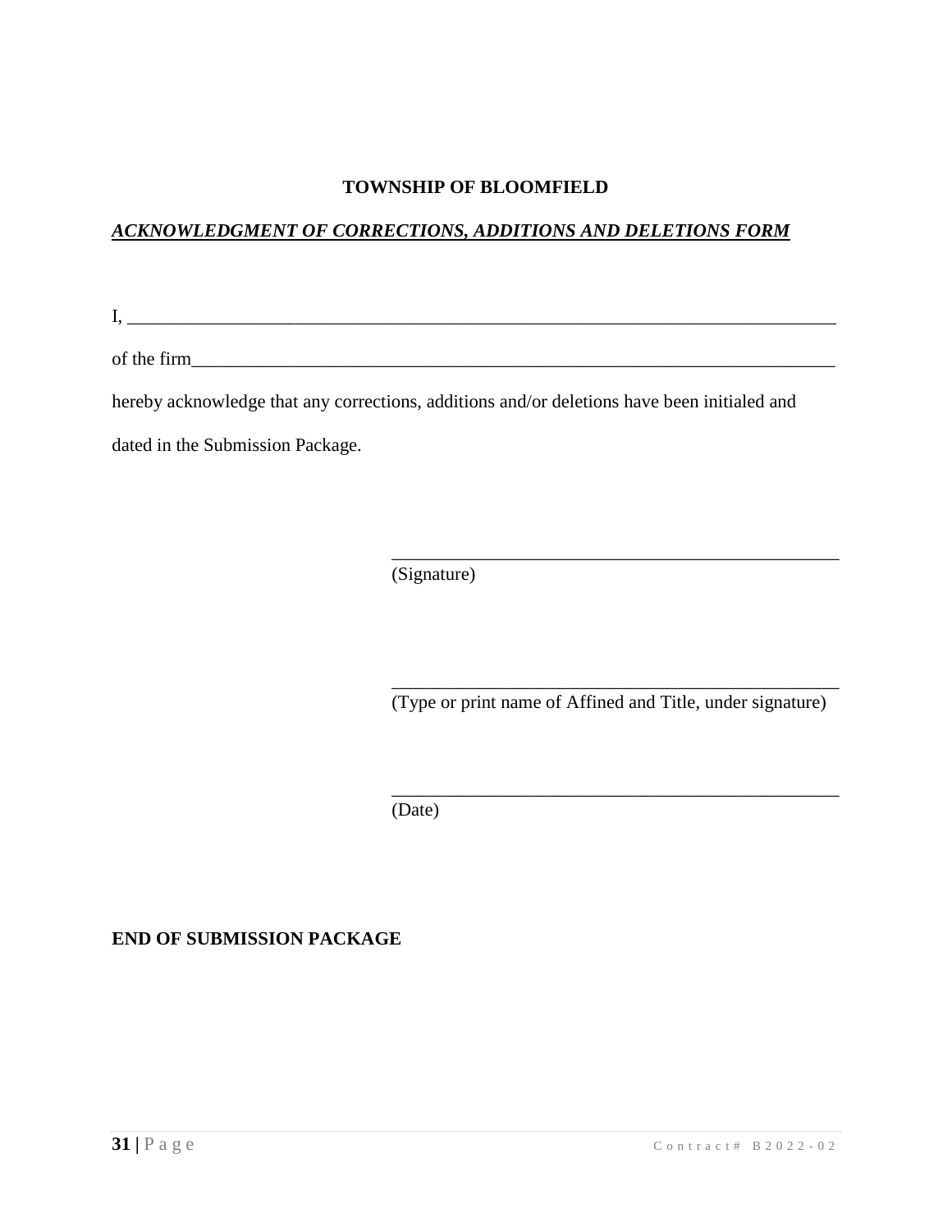**TOWNSHIP OF BLOOMFIELD**

***ACKNOWLEDGMENT OF CORRECTIONS, ADDITIONS AND DELETIONS FORM***

I, ______________________________________________________________________________

of the firm_______________________________________________________________________

hereby acknowledge that any corrections, additions and/or deletions have been initialed and dated in the Submission Package.

_________________________________________________
(Signature)

_________________________________________________
(Type or print name of Affined and Title, under signature)

_________________________________________________
(Date)

**END OF SUBMISSION PACKAGE**